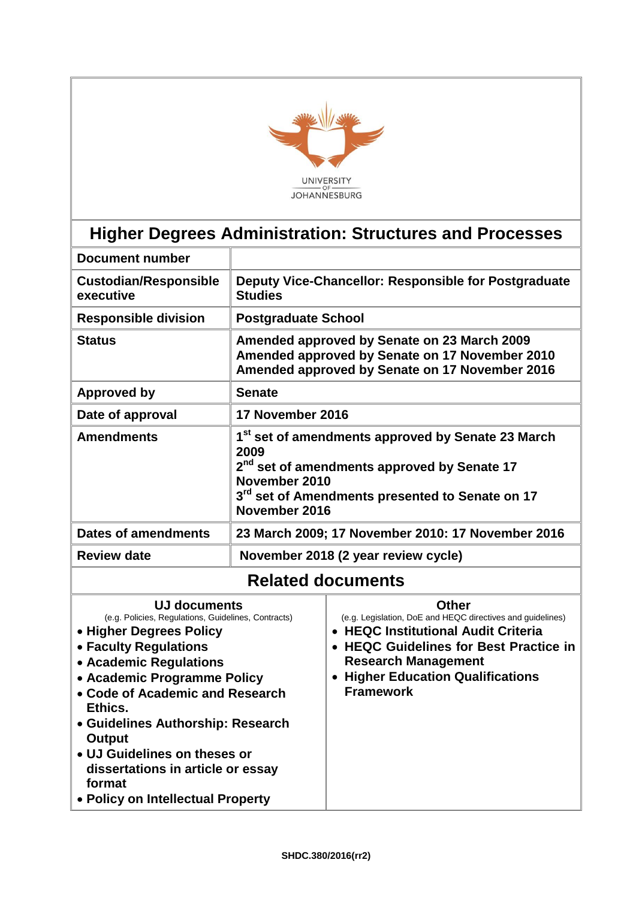UNIVERSITY OF JOHANNESBURG

# Higher Degrees Administration: Structures and Processes

| | |
|---|---|
| **Document number** | |
| **Custodian/Responsible executive** | **Deputy Vice-Chancellor: Responsible for Postgraduate Studies** |
| **Responsible division** | **Postgraduate School** |
| **Status** | **Amended approved by Senate on 23 March 2009**<br>**Amended approved by Senate on 17 November 2010**<br>**Amended approved by Senate on 17 November 2016** |
| **Approved by** | **Senate** |
| **Date of approval** | **17 November 2016** |
| **Amendments** | **1st set of amendments approved by Senate 23 March 2009**<br>**2nd set of amendments approved by Senate 17 November 2010**<br>**3rd set of Amendments presented to Senate on 17 November 2016** |
| **Dates of amendments** | **23 March 2009; 17 November 2010: 17 November 2016** |
| **Review date** | **November 2018 (2 year review cycle)** |

## Related documents

| UJ documents<br>(e.g. Policies, Regulations, Guidelines, Contracts) | Other<br>(e.g. Legislation, DoE and HEQC directives and guidelines) |
|---|---|
| • **Higher Degrees Policy**<br>• **Faculty Regulations**<br>• **Academic Regulations**<br>• **Academic Programme Policy**<br>• **Code of Academic and Research Ethics.**<br>• **Guidelines Authorship: Research Output**<br>• **UJ Guidelines on theses or dissertations in article or essay format**<br>• **Policy on Intellectual Property** | • **HEQC Institutional Audit Criteria**<br>• **HEQC Guidelines for Best Practice in Research Management**<br>• **Higher Education Qualifications Framework** |

**SHDC.380/2016(rr2)**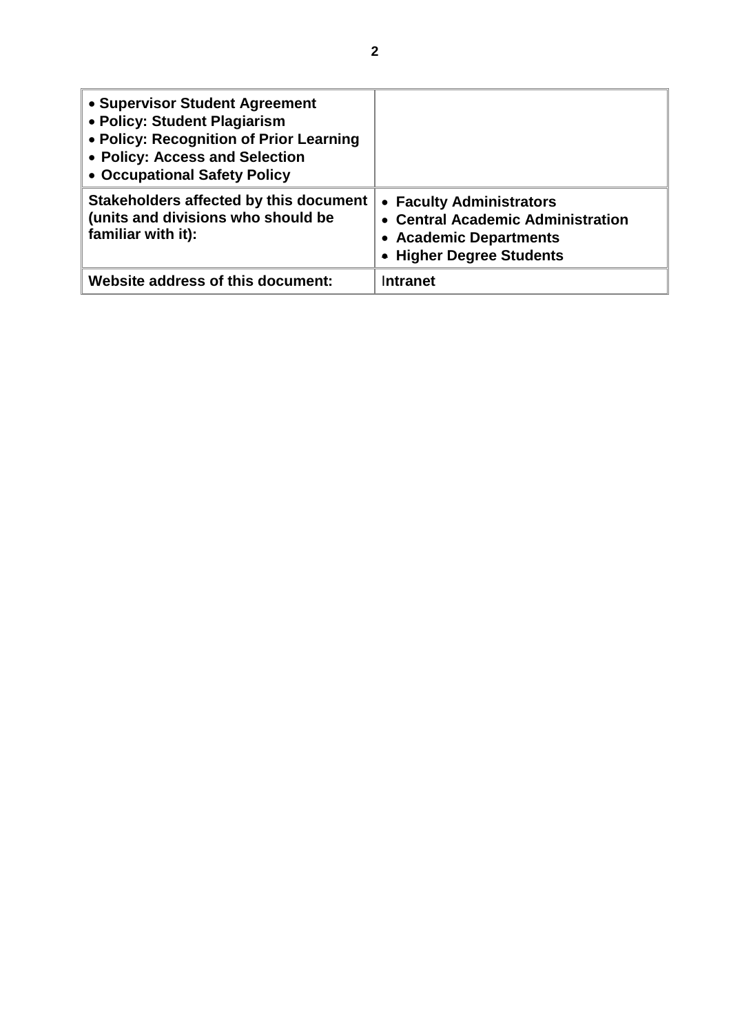| | |
|---|---|
| • **Supervisor Student Agreement**<br>• **Policy: Student Plagiarism**<br>• **Policy: Recognition of Prior Learning**<br>• **Policy: Access and Selection**<br>• **Occupational Safety Policy** | |
| **Stakeholders affected by this document (units and divisions who should be familiar with it):** | • **Faculty Administrators**<br>• **Central Academic Administration**<br>• **Academic Departments**<br>• **Higher Degree Students** |
| **Website address of this document:** | **Intranet** |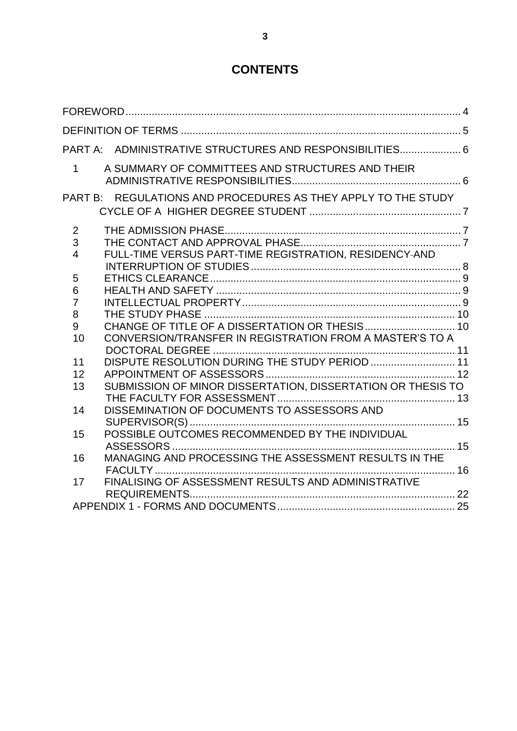# CONTENTS

FOREWORD ... 4

DEFINITION OF TERMS ... 5

PART A: ADMINISTRATIVE STRUCTURES AND RESPONSIBILITIES ... 6

1 A SUMMARY OF COMMITTEES AND STRUCTURES AND THEIR ADMINISTRATIVE RESPONSIBILITIES ... 6

PART B: REGULATIONS AND PROCEDURES AS THEY APPLY TO THE STUDY CYCLE OF A HIGHER DEGREE STUDENT ... 7

2 THE ADMISSION PHASE ... 7
3 THE CONTACT AND APPROVAL PHASE ... 7
4 FULL-TIME VERSUS PART-TIME REGISTRATION, RESIDENCY AND INTERRUPTION OF STUDIES ... 8
5 ETHICS CLEARANCE ... 9
6 HEALTH AND SAFETY ... 9
7 INTELLECTUAL PROPERTY ... 9
8 THE STUDY PHASE ... 10
9 CHANGE OF TITLE OF A DISSERTATION OR THESIS ... 10
10 CONVERSION/TRANSFER IN REGISTRATION FROM A MASTER'S TO A DOCTORAL DEGREE ... 11
11 DISPUTE RESOLUTION DURING THE STUDY PERIOD ... 11
12 APPOINTMENT OF ASSESSORS ... 12
13 SUBMISSION OF MINOR DISSERTATION, DISSERTATION OR THESIS TO THE FACULTY FOR ASSESSMENT ... 13
14 DISSEMINATION OF DOCUMENTS TO ASSESSORS AND SUPERVISOR(S) ... 15
15 POSSIBLE OUTCOMES RECOMMENDED BY THE INDIVIDUAL ASSESSORS ... 15
16 MANAGING AND PROCESSING THE ASSESSMENT RESULTS IN THE FACULTY ... 16
17 FINALISING OF ASSESSMENT RESULTS AND ADMINISTRATIVE REQUIREMENTS ... 22

APPENDIX 1 - FORMS AND DOCUMENTS ... 25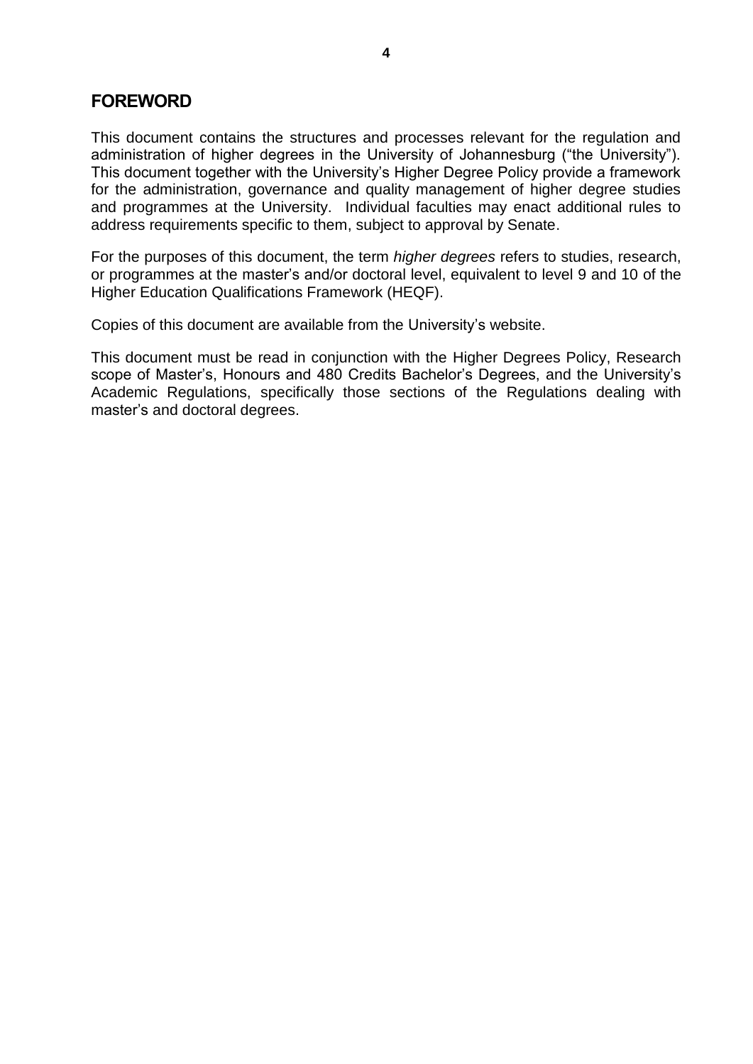## FOREWORD

This document contains the structures and processes relevant for the regulation and administration of higher degrees in the University of Johannesburg ("the University"). This document together with the University's Higher Degree Policy provide a framework for the administration, governance and quality management of higher degree studies and programmes at the University. Individual faculties may enact additional rules to address requirements specific to them, subject to approval by Senate.

For the purposes of this document, the term *higher degrees* refers to studies, research, or programmes at the master's and/or doctoral level, equivalent to level 9 and 10 of the Higher Education Qualifications Framework (HEQF).

Copies of this document are available from the University's website.

This document must be read in conjunction with the Higher Degrees Policy, Research scope of Master's, Honours and 480 Credits Bachelor's Degrees, and the University's Academic Regulations, specifically those sections of the Regulations dealing with master's and doctoral degrees.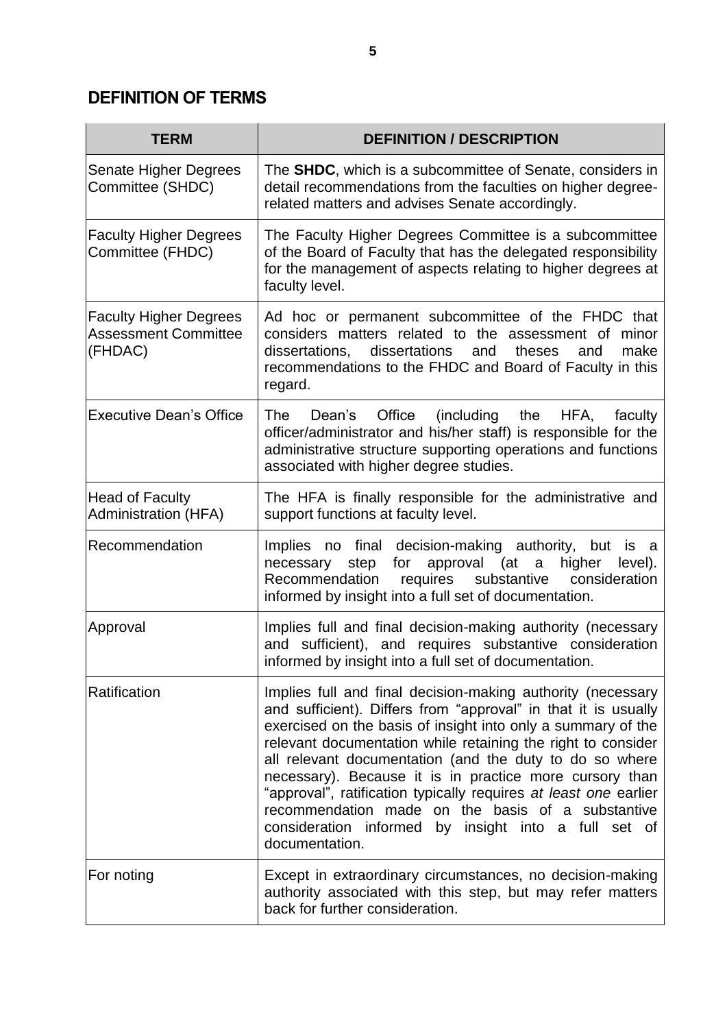## DEFINITION OF TERMS

| TERM | DEFINITION / DESCRIPTION |
|---|---|
| Senate Higher Degrees Committee (SHDC) | The **SHDC**, which is a subcommittee of Senate, considers in detail recommendations from the faculties on higher degree-related matters and advises Senate accordingly. |
| Faculty Higher Degrees Committee (FHDC) | The Faculty Higher Degrees Committee is a subcommittee of the Board of Faculty that has the delegated responsibility for the management of aspects relating to higher degrees at faculty level. |
| Faculty Higher Degrees Assessment Committee (FHDAC) | Ad hoc or permanent subcommittee of the FHDC that considers matters related to the assessment of minor dissertations, dissertations and theses and make recommendations to the FHDC and Board of Faculty in this regard. |
| Executive Dean's Office | The Dean's Office (including the HFA, faculty officer/administrator and his/her staff) is responsible for the administrative structure supporting operations and functions associated with higher degree studies. |
| Head of Faculty Administration (HFA) | The HFA is finally responsible for the administrative and support functions at faculty level. |
| Recommendation | Implies no final decision-making authority, but is a necessary step for approval (at a higher level). Recommendation requires substantive consideration informed by insight into a full set of documentation. |
| Approval | Implies full and final decision-making authority (necessary and sufficient), and requires substantive consideration informed by insight into a full set of documentation. |
| Ratification | Implies full and final decision-making authority (necessary and sufficient). Differs from "approval" in that it is usually exercised on the basis of insight into only a summary of the relevant documentation while retaining the right to consider all relevant documentation (and the duty to do so where necessary). Because it is in practice more cursory than "approval", ratification typically requires *at least one* earlier recommendation made on the basis of a substantive consideration informed by insight into a full set of documentation. |
| For noting | Except in extraordinary circumstances, no decision-making authority associated with this step, but may refer matters back for further consideration. |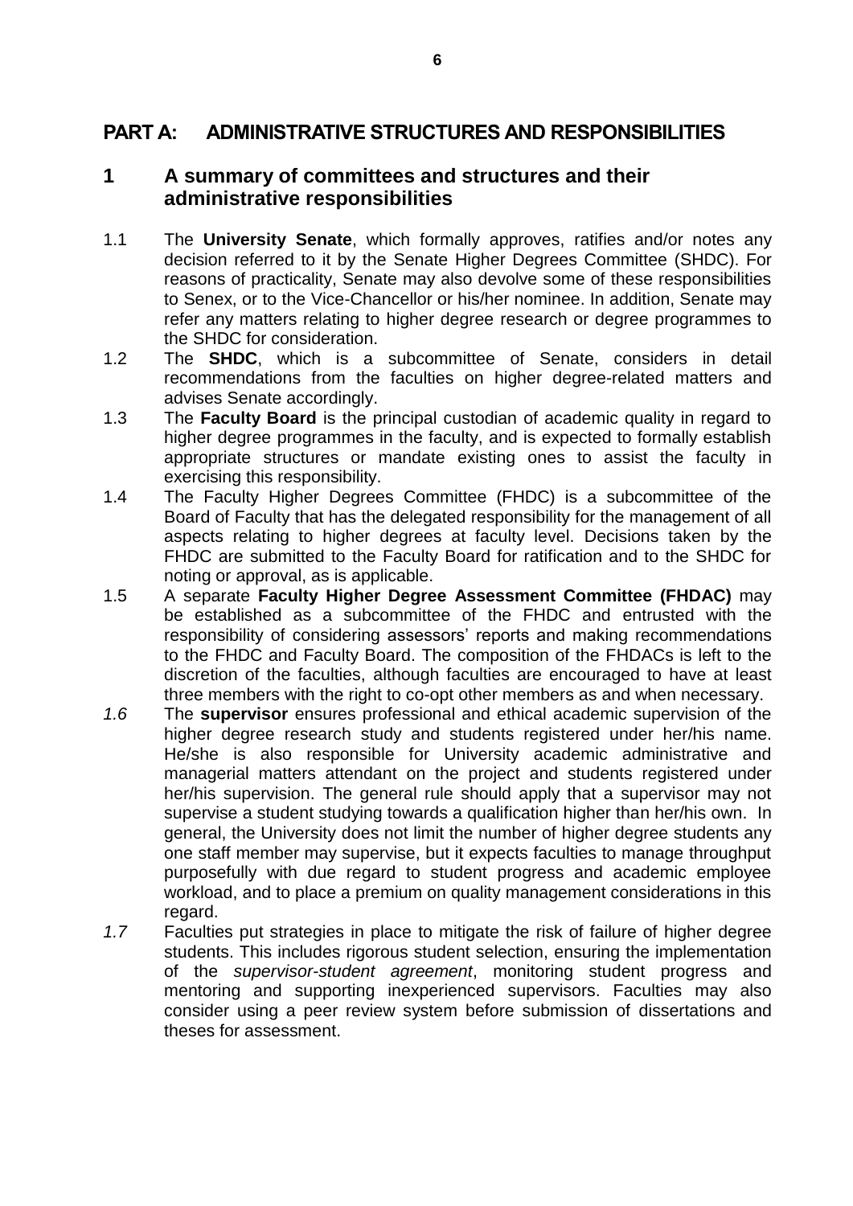# PART A: ADMINISTRATIVE STRUCTURES AND RESPONSIBILITIES

## 1 A summary of committees and structures and their administrative responsibilities

1.1 The **University Senate**, which formally approves, ratifies and/or notes any decision referred to it by the Senate Higher Degrees Committee (SHDC). For reasons of practicality, Senate may also devolve some of these responsibilities to Senex, or to the Vice-Chancellor or his/her nominee. In addition, Senate may refer any matters relating to higher degree research or degree programmes to the SHDC for consideration.

1.2 The **SHDC**, which is a subcommittee of Senate, considers in detail recommendations from the faculties on higher degree-related matters and advises Senate accordingly.

1.3 The **Faculty Board** is the principal custodian of academic quality in regard to higher degree programmes in the faculty, and is expected to formally establish appropriate structures or mandate existing ones to assist the faculty in exercising this responsibility.

1.4 The Faculty Higher Degrees Committee (FHDC) is a subcommittee of the Board of Faculty that has the delegated responsibility for the management of all aspects relating to higher degrees at faculty level. Decisions taken by the FHDC are submitted to the Faculty Board for ratification and to the SHDC for noting or approval, as is applicable.

1.5 A separate **Faculty Higher Degree Assessment Committee (FHDAC)** may be established as a subcommittee of the FHDC and entrusted with the responsibility of considering assessors' reports and making recommendations to the FHDC and Faculty Board. The composition of the FHDACs is left to the discretion of the faculties, although faculties are encouraged to have at least three members with the right to co-opt other members as and when necessary.

*1.6* The **supervisor** ensures professional and ethical academic supervision of the higher degree research study and students registered under her/his name. He/she is also responsible for University academic administrative and managerial matters attendant on the project and students registered under her/his supervision. The general rule should apply that a supervisor may not supervise a student studying towards a qualification higher than her/his own. In general, the University does not limit the number of higher degree students any one staff member may supervise, but it expects faculties to manage throughput purposefully with due regard to student progress and academic employee workload, and to place a premium on quality management considerations in this regard.

*1.7* Faculties put strategies in place to mitigate the risk of failure of higher degree students. This includes rigorous student selection, ensuring the implementation of the *supervisor-student agreement*, monitoring student progress and mentoring and supporting inexperienced supervisors. Faculties may also consider using a peer review system before submission of dissertations and theses for assessment.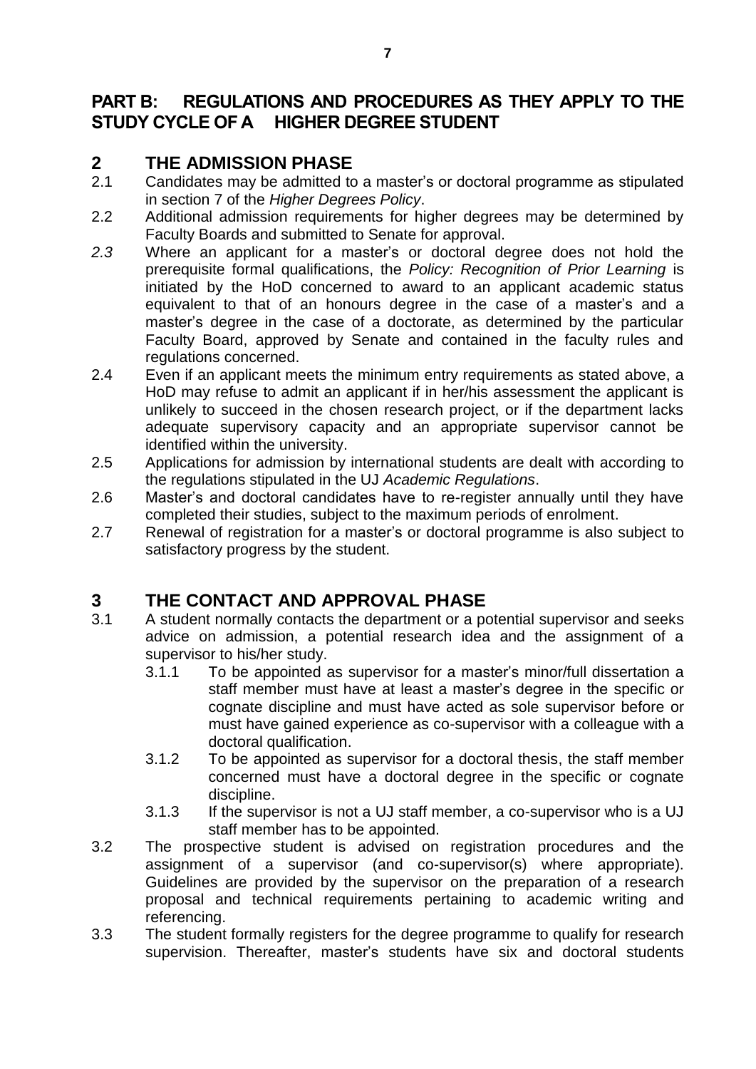# PART B: REGULATIONS AND PROCEDURES AS THEY APPLY TO THE STUDY CYCLE OF A HIGHER DEGREE STUDENT

## 2 THE ADMISSION PHASE

2.1 Candidates may be admitted to a master's or doctoral programme as stipulated in section 7 of the *Higher Degrees Policy*.

2.2 Additional admission requirements for higher degrees may be determined by Faculty Boards and submitted to Senate for approval.

*2.3* Where an applicant for a master's or doctoral degree does not hold the prerequisite formal qualifications, the *Policy: Recognition of Prior Learning* is initiated by the HoD concerned to award to an applicant academic status equivalent to that of an honours degree in the case of a master's and a master's degree in the case of a doctorate, as determined by the particular Faculty Board, approved by Senate and contained in the faculty rules and regulations concerned.

2.4 Even if an applicant meets the minimum entry requirements as stated above, a HoD may refuse to admit an applicant if in her/his assessment the applicant is unlikely to succeed in the chosen research project, or if the department lacks adequate supervisory capacity and an appropriate supervisor cannot be identified within the university.

2.5 Applications for admission by international students are dealt with according to the regulations stipulated in the UJ *Academic Regulations*.

2.6 Master's and doctoral candidates have to re-register annually until they have completed their studies, subject to the maximum periods of enrolment.

2.7 Renewal of registration for a master's or doctoral programme is also subject to satisfactory progress by the student.

## 3 THE CONTACT AND APPROVAL PHASE

3.1 A student normally contacts the department or a potential supervisor and seeks advice on admission, a potential research idea and the assignment of a supervisor to his/her study.

- 3.1.1 To be appointed as supervisor for a master's minor/full dissertation a staff member must have at least a master's degree in the specific or cognate discipline and must have acted as sole supervisor before or must have gained experience as co-supervisor with a colleague with a doctoral qualification.
- 3.1.2 To be appointed as supervisor for a doctoral thesis, the staff member concerned must have a doctoral degree in the specific or cognate discipline.
- 3.1.3 If the supervisor is not a UJ staff member, a co-supervisor who is a UJ staff member has to be appointed.

3.2 The prospective student is advised on registration procedures and the assignment of a supervisor (and co-supervisor(s) where appropriate). Guidelines are provided by the supervisor on the preparation of a research proposal and technical requirements pertaining to academic writing and referencing.

3.3 The student formally registers for the degree programme to qualify for research supervision. Thereafter, master's students have six and doctoral students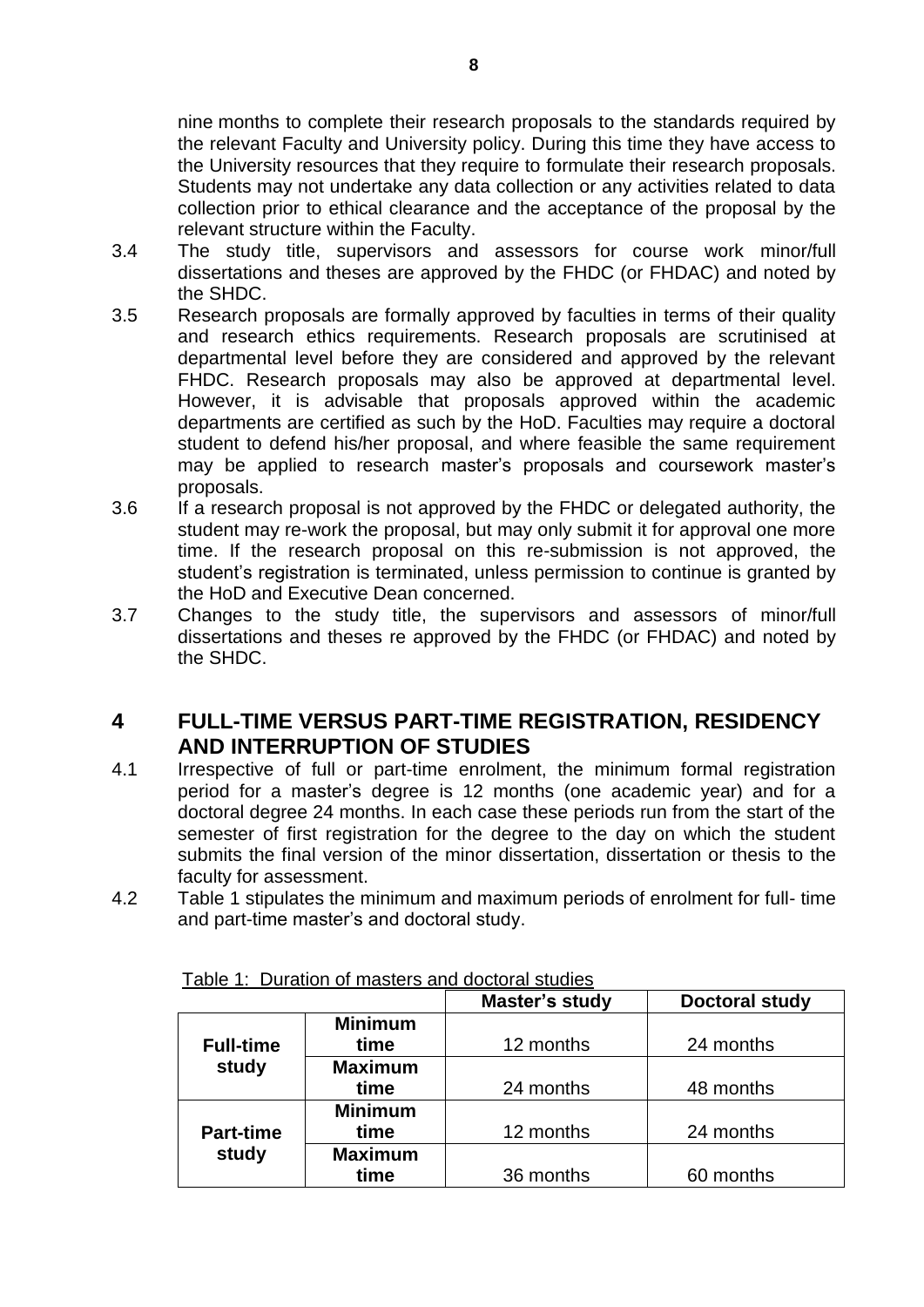nine months to complete their research proposals to the standards required by the relevant Faculty and University policy. During this time they have access to the University resources that they require to formulate their research proposals. Students may not undertake any data collection or any activities related to data collection prior to ethical clearance and the acceptance of the proposal by the relevant structure within the Faculty.

3.4 The study title, supervisors and assessors for course work minor/full dissertations and theses are approved by the FHDC (or FHDAC) and noted by the SHDC.

3.5 Research proposals are formally approved by faculties in terms of their quality and research ethics requirements. Research proposals are scrutinised at departmental level before they are considered and approved by the relevant FHDC. Research proposals may also be approved at departmental level. However, it is advisable that proposals approved within the academic departments are certified as such by the HoD. Faculties may require a doctoral student to defend his/her proposal, and where feasible the same requirement may be applied to research master's proposals and coursework master's proposals.

3.6 If a research proposal is not approved by the FHDC or delegated authority, the student may re-work the proposal, but may only submit it for approval one more time. If the research proposal on this re-submission is not approved, the student's registration is terminated, unless permission to continue is granted by the HoD and Executive Dean concerned.

3.7 Changes to the study title, the supervisors and assessors of minor/full dissertations and theses re approved by the FHDC (or FHDAC) and noted by the SHDC.

# 4 FULL-TIME VERSUS PART-TIME REGISTRATION, RESIDENCY AND INTERRUPTION OF STUDIES

4.1 Irrespective of full or part-time enrolment, the minimum formal registration period for a master's degree is 12 months (one academic year) and for a doctoral degree 24 months. In each case these periods run from the start of the semester of first registration for the degree to the day on which the student submits the final version of the minor dissertation, dissertation or thesis to the faculty for assessment.

4.2 Table 1 stipulates the minimum and maximum periods of enrolment for full- time and part-time master's and doctoral study.

Table 1: Duration of masters and doctoral studies

| | | Master's study | Doctoral study |
|---|---|---|---|
| **Full-time study** | **Minimum time** | 12 months | 24 months |
| | **Maximum time** | 24 months | 48 months |
| **Part-time study** | **Minimum time** | 12 months | 24 months |
| | **Maximum time** | 36 months | 60 months |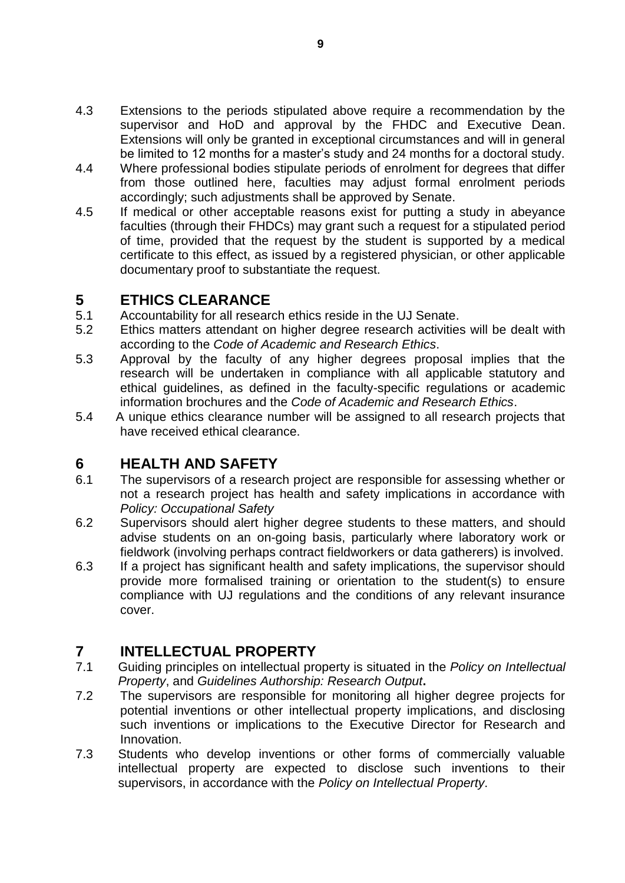4.3 Extensions to the periods stipulated above require a recommendation by the supervisor and HoD and approval by the FHDC and Executive Dean. Extensions will only be granted in exceptional circumstances and will in general be limited to 12 months for a master's study and 24 months for a doctoral study.

4.4 Where professional bodies stipulate periods of enrolment for degrees that differ from those outlined here, faculties may adjust formal enrolment periods accordingly; such adjustments shall be approved by Senate.

4.5 If medical or other acceptable reasons exist for putting a study in abeyance faculties (through their FHDCs) may grant such a request for a stipulated period of time, provided that the request by the student is supported by a medical certificate to this effect, as issued by a registered physician, or other applicable documentary proof to substantiate the request.

## 5 ETHICS CLEARANCE

5.1 Accountability for all research ethics reside in the UJ Senate.

5.2 Ethics matters attendant on higher degree research activities will be dealt with according to the *Code of Academic and Research Ethics*.

5.3 Approval by the faculty of any higher degrees proposal implies that the research will be undertaken in compliance with all applicable statutory and ethical guidelines, as defined in the faculty-specific regulations or academic information brochures and the *Code of Academic and Research Ethics*.

5.4 A unique ethics clearance number will be assigned to all research projects that have received ethical clearance.

## 6 HEALTH AND SAFETY

6.1 The supervisors of a research project are responsible for assessing whether or not a research project has health and safety implications in accordance with *Policy: Occupational Safety*

6.2 Supervisors should alert higher degree students to these matters, and should advise students on an on-going basis, particularly where laboratory work or fieldwork (involving perhaps contract fieldworkers or data gatherers) is involved.

6.3 If a project has significant health and safety implications, the supervisor should provide more formalised training or orientation to the student(s) to ensure compliance with UJ regulations and the conditions of any relevant insurance cover.

## 7 INTELLECTUAL PROPERTY

7.1 Guiding principles on intellectual property is situated in the *Policy on Intellectual Property*, and *Guidelines Authorship: Research Output*.

7.2 The supervisors are responsible for monitoring all higher degree projects for potential inventions or other intellectual property implications, and disclosing such inventions or implications to the Executive Director for Research and Innovation.

7.3 Students who develop inventions or other forms of commercially valuable intellectual property are expected to disclose such inventions to their supervisors, in accordance with the *Policy on Intellectual Property*.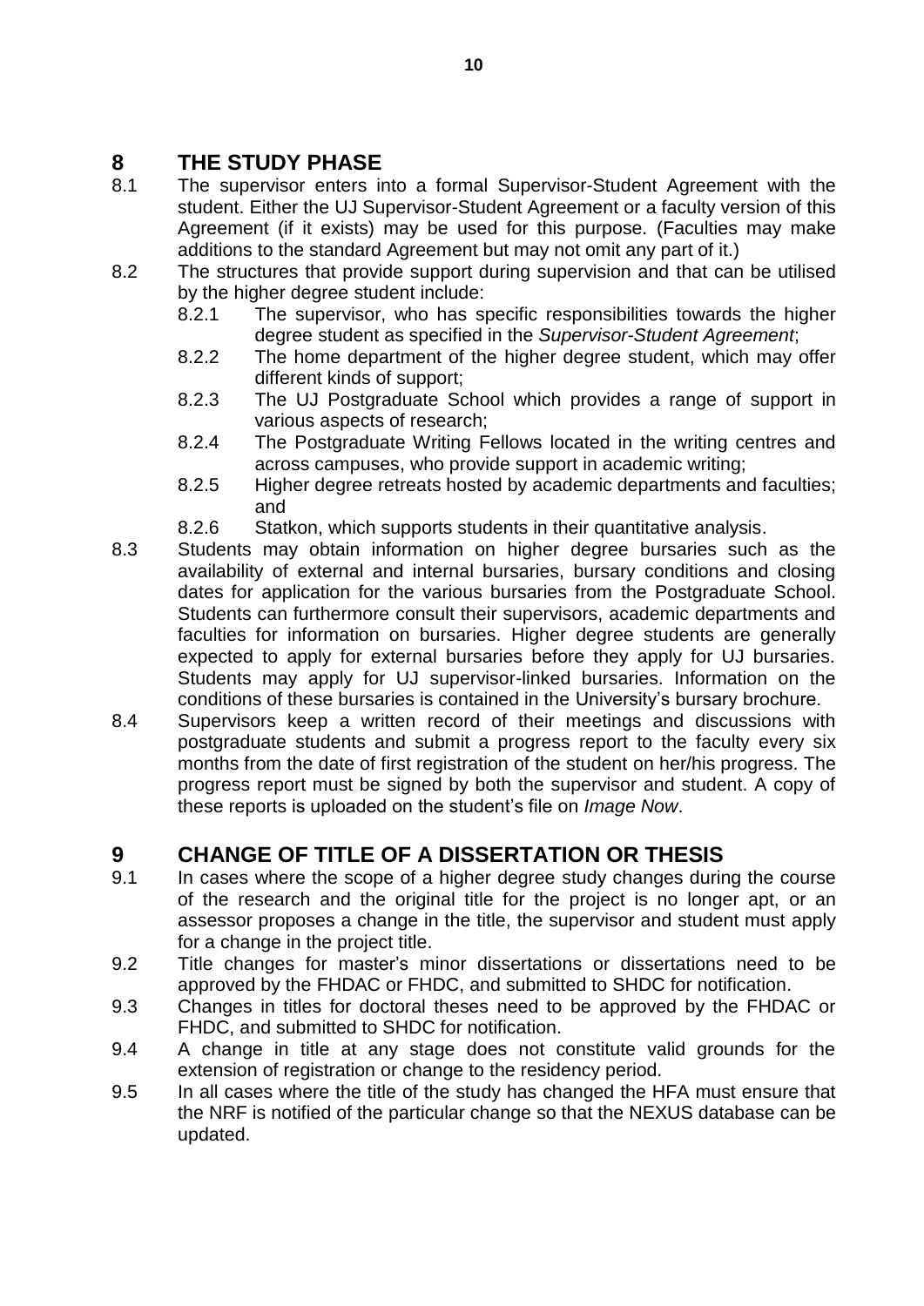# 8 THE STUDY PHASE

8.1 The supervisor enters into a formal Supervisor-Student Agreement with the student. Either the UJ Supervisor-Student Agreement or a faculty version of this Agreement (if it exists) may be used for this purpose. (Faculties may make additions to the standard Agreement but may not omit any part of it.)

8.2 The structures that provide support during supervision and that can be utilised by the higher degree student include:

- 8.2.1 The supervisor, who has specific responsibilities towards the higher degree student as specified in the *Supervisor-Student Agreement*;
- 8.2.2 The home department of the higher degree student, which may offer different kinds of support;
- 8.2.3 The UJ Postgraduate School which provides a range of support in various aspects of research;
- 8.2.4 The Postgraduate Writing Fellows located in the writing centres and across campuses, who provide support in academic writing;
- 8.2.5 Higher degree retreats hosted by academic departments and faculties; and
- 8.2.6 Statkon, which supports students in their quantitative analysis.

8.3 Students may obtain information on higher degree bursaries such as the availability of external and internal bursaries, bursary conditions and closing dates for application for the various bursaries from the Postgraduate School. Students can furthermore consult their supervisors, academic departments and faculties for information on bursaries. Higher degree students are generally expected to apply for external bursaries before they apply for UJ bursaries. Students may apply for UJ supervisor-linked bursaries. Information on the conditions of these bursaries is contained in the University's bursary brochure.

8.4 Supervisors keep a written record of their meetings and discussions with postgraduate students and submit a progress report to the faculty every six months from the date of first registration of the student on her/his progress. The progress report must be signed by both the supervisor and student. A copy of these reports is uploaded on the student's file on *Image Now*.

# 9 CHANGE OF TITLE OF A DISSERTATION OR THESIS

9.1 In cases where the scope of a higher degree study changes during the course of the research and the original title for the project is no longer apt, or an assessor proposes a change in the title, the supervisor and student must apply for a change in the project title.

9.2 Title changes for master's minor dissertations or dissertations need to be approved by the FHDAC or FHDC, and submitted to SHDC for notification.

9.3 Changes in titles for doctoral theses need to be approved by the FHDAC or FHDC, and submitted to SHDC for notification.

9.4 A change in title at any stage does not constitute valid grounds for the extension of registration or change to the residency period.

9.5 In all cases where the title of the study has changed the HFA must ensure that the NRF is notified of the particular change so that the NEXUS database can be updated.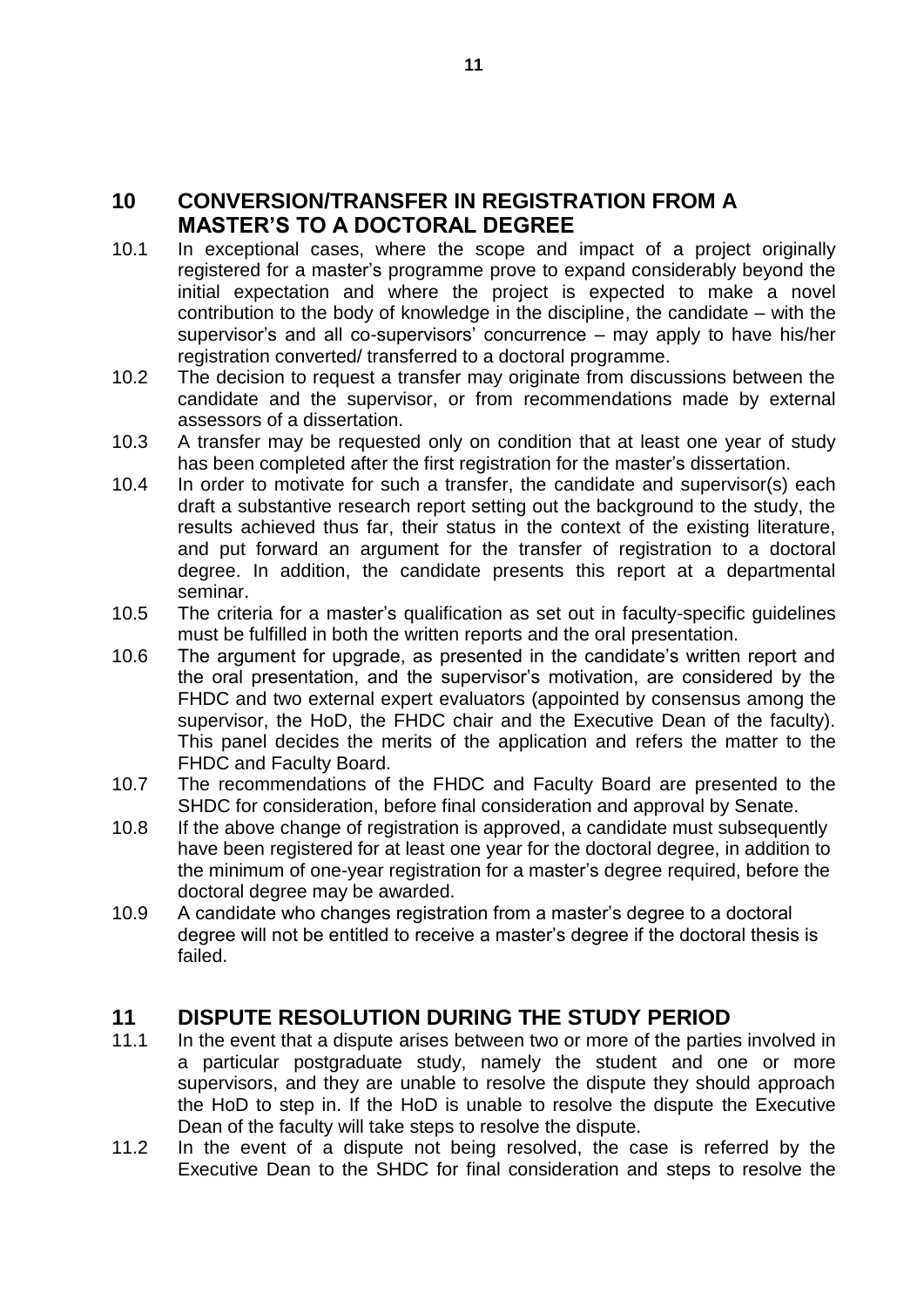## 10 CONVERSION/TRANSFER IN REGISTRATION FROM A MASTER'S TO A DOCTORAL DEGREE

10.1 In exceptional cases, where the scope and impact of a project originally registered for a master's programme prove to expand considerably beyond the initial expectation and where the project is expected to make a novel contribution to the body of knowledge in the discipline, the candidate – with the supervisor's and all co-supervisors' concurrence – may apply to have his/her registration converted/ transferred to a doctoral programme.

10.2 The decision to request a transfer may originate from discussions between the candidate and the supervisor, or from recommendations made by external assessors of a dissertation.

10.3 A transfer may be requested only on condition that at least one year of study has been completed after the first registration for the master's dissertation.

10.4 In order to motivate for such a transfer, the candidate and supervisor(s) each draft a substantive research report setting out the background to the study, the results achieved thus far, their status in the context of the existing literature, and put forward an argument for the transfer of registration to a doctoral degree. In addition, the candidate presents this report at a departmental seminar.

10.5 The criteria for a master's qualification as set out in faculty-specific guidelines must be fulfilled in both the written reports and the oral presentation.

10.6 The argument for upgrade, as presented in the candidate's written report and the oral presentation, and the supervisor's motivation, are considered by the FHDC and two external expert evaluators (appointed by consensus among the supervisor, the HoD, the FHDC chair and the Executive Dean of the faculty). This panel decides the merits of the application and refers the matter to the FHDC and Faculty Board.

10.7 The recommendations of the FHDC and Faculty Board are presented to the SHDC for consideration, before final consideration and approval by Senate.

10.8 If the above change of registration is approved, a candidate must subsequently have been registered for at least one year for the doctoral degree, in addition to the minimum of one-year registration for a master's degree required, before the doctoral degree may be awarded.

10.9 A candidate who changes registration from a master's degree to a doctoral degree will not be entitled to receive a master's degree if the doctoral thesis is failed.

## 11 DISPUTE RESOLUTION DURING THE STUDY PERIOD

11.1 In the event that a dispute arises between two or more of the parties involved in a particular postgraduate study, namely the student and one or more supervisors, and they are unable to resolve the dispute they should approach the HoD to step in. If the HoD is unable to resolve the dispute the Executive Dean of the faculty will take steps to resolve the dispute.

11.2 In the event of a dispute not being resolved, the case is referred by the Executive Dean to the SHDC for final consideration and steps to resolve the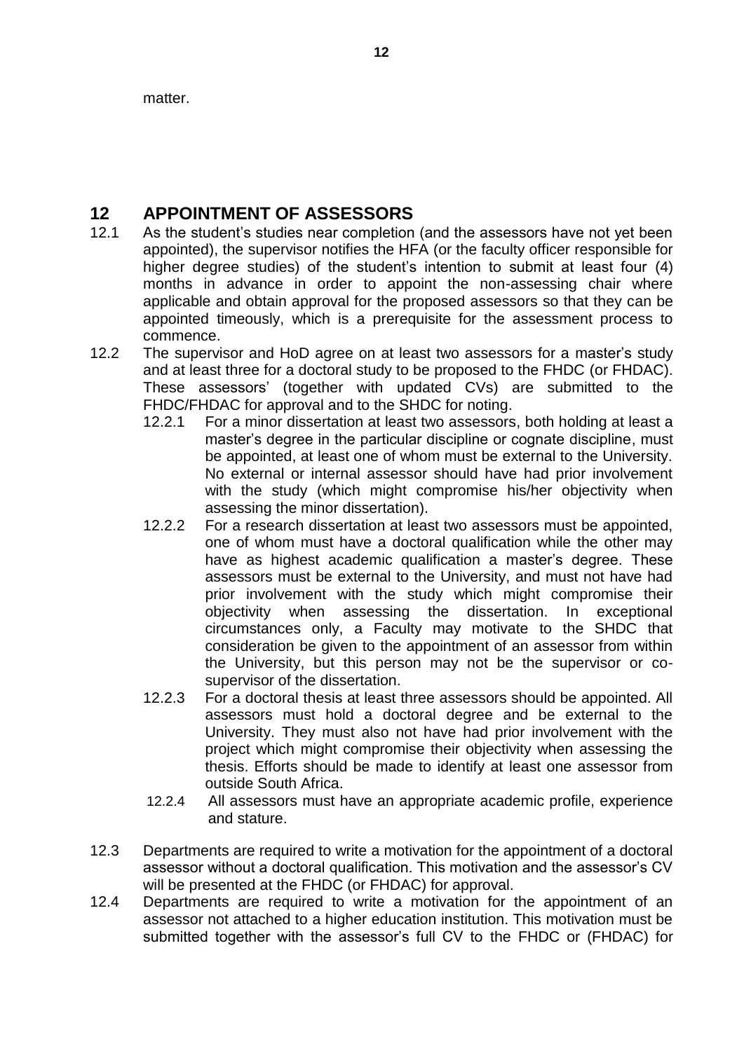matter.

## 12 APPOINTMENT OF ASSESSORS

12.1 As the student's studies near completion (and the assessors have not yet been appointed), the supervisor notifies the HFA (or the faculty officer responsible for higher degree studies) of the student's intention to submit at least four (4) months in advance in order to appoint the non-assessing chair where applicable and obtain approval for the proposed assessors so that they can be appointed timeously, which is a prerequisite for the assessment process to commence.

12.2 The supervisor and HoD agree on at least two assessors for a master's study and at least three for a doctoral study to be proposed to the FHDC (or FHDAC). These assessors' (together with updated CVs) are submitted to the FHDC/FHDAC for approval and to the SHDC for noting.

- 12.2.1 For a minor dissertation at least two assessors, both holding at least a master's degree in the particular discipline or cognate discipline, must be appointed, at least one of whom must be external to the University. No external or internal assessor should have had prior involvement with the study (which might compromise his/her objectivity when assessing the minor dissertation).
- 12.2.2 For a research dissertation at least two assessors must be appointed, one of whom must have a doctoral qualification while the other may have as highest academic qualification a master's degree. These assessors must be external to the University, and must not have had prior involvement with the study which might compromise their objectivity when assessing the dissertation. In exceptional circumstances only, a Faculty may motivate to the SHDC that consideration be given to the appointment of an assessor from within the University, but this person may not be the supervisor or co-supervisor of the dissertation.
- 12.2.3 For a doctoral thesis at least three assessors should be appointed. All assessors must hold a doctoral degree and be external to the University. They must also not have had prior involvement with the project which might compromise their objectivity when assessing the thesis. Efforts should be made to identify at least one assessor from outside South Africa.
- 12.2.4 All assessors must have an appropriate academic profile, experience and stature.

12.3 Departments are required to write a motivation for the appointment of a doctoral assessor without a doctoral qualification. This motivation and the assessor's CV will be presented at the FHDC (or FHDAC) for approval.

12.4 Departments are required to write a motivation for the appointment of an assessor not attached to a higher education institution. This motivation must be submitted together with the assessor's full CV to the FHDC or (FHDAC) for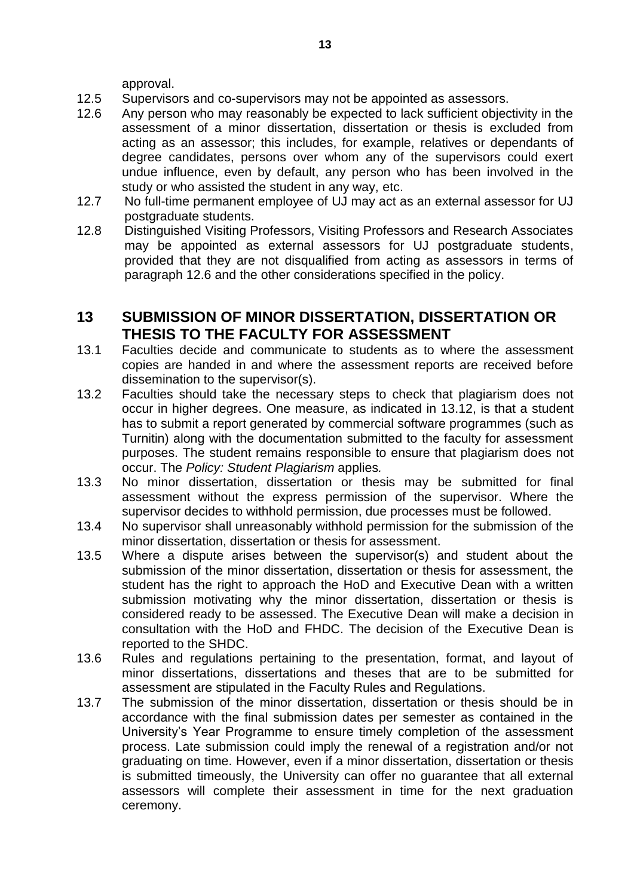approval.

12.5 Supervisors and co-supervisors may not be appointed as assessors.

12.6 Any person who may reasonably be expected to lack sufficient objectivity in the assessment of a minor dissertation, dissertation or thesis is excluded from acting as an assessor; this includes, for example, relatives or dependants of degree candidates, persons over whom any of the supervisors could exert undue influence, even by default, any person who has been involved in the study or who assisted the student in any way, etc.

12.7 No full-time permanent employee of UJ may act as an external assessor for UJ postgraduate students.

12.8 Distinguished Visiting Professors, Visiting Professors and Research Associates may be appointed as external assessors for UJ postgraduate students, provided that they are not disqualified from acting as assessors in terms of paragraph 12.6 and the other considerations specified in the policy.

## 13 SUBMISSION OF MINOR DISSERTATION, DISSERTATION OR THESIS TO THE FACULTY FOR ASSESSMENT

13.1 Faculties decide and communicate to students as to where the assessment copies are handed in and where the assessment reports are received before dissemination to the supervisor(s).

13.2 Faculties should take the necessary steps to check that plagiarism does not occur in higher degrees. One measure, as indicated in 13.12, is that a student has to submit a report generated by commercial software programmes (such as Turnitin) along with the documentation submitted to the faculty for assessment purposes. The student remains responsible to ensure that plagiarism does not occur. The *Policy: Student Plagiarism* applies.

13.3 No minor dissertation, dissertation or thesis may be submitted for final assessment without the express permission of the supervisor. Where the supervisor decides to withhold permission, due processes must be followed.

13.4 No supervisor shall unreasonably withhold permission for the submission of the minor dissertation, dissertation or thesis for assessment.

13.5 Where a dispute arises between the supervisor(s) and student about the submission of the minor dissertation, dissertation or thesis for assessment, the student has the right to approach the HoD and Executive Dean with a written submission motivating why the minor dissertation, dissertation or thesis is considered ready to be assessed. The Executive Dean will make a decision in consultation with the HoD and FHDC. The decision of the Executive Dean is reported to the SHDC.

13.6 Rules and regulations pertaining to the presentation, format, and layout of minor dissertations, dissertations and theses that are to be submitted for assessment are stipulated in the Faculty Rules and Regulations.

13.7 The submission of the minor dissertation, dissertation or thesis should be in accordance with the final submission dates per semester as contained in the University's Year Programme to ensure timely completion of the assessment process. Late submission could imply the renewal of a registration and/or not graduating on time. However, even if a minor dissertation, dissertation or thesis is submitted timeously, the University can offer no guarantee that all external assessors will complete their assessment in time for the next graduation ceremony.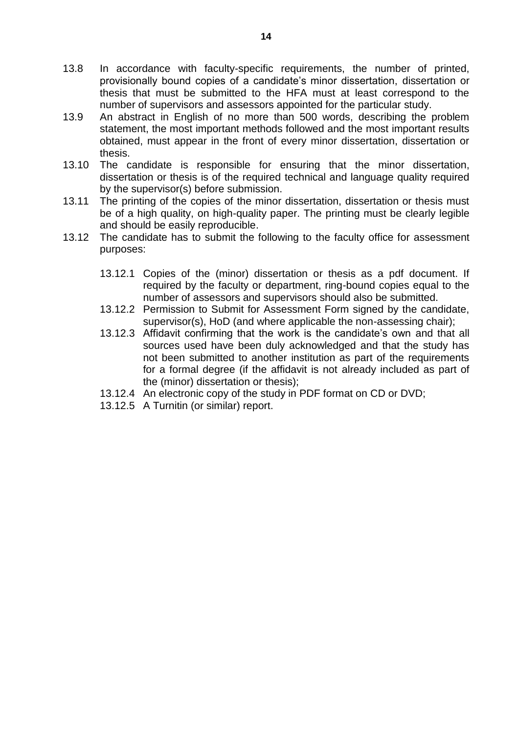13.8 In accordance with faculty-specific requirements, the number of printed, provisionally bound copies of a candidate's minor dissertation, dissertation or thesis that must be submitted to the HFA must at least correspond to the number of supervisors and assessors appointed for the particular study.

13.9 An abstract in English of no more than 500 words, describing the problem statement, the most important methods followed and the most important results obtained, must appear in the front of every minor dissertation, dissertation or thesis.

13.10 The candidate is responsible for ensuring that the minor dissertation, dissertation or thesis is of the required technical and language quality required by the supervisor(s) before submission.

13.11 The printing of the copies of the minor dissertation, dissertation or thesis must be of a high quality, on high-quality paper. The printing must be clearly legible and should be easily reproducible.

13.12 The candidate has to submit the following to the faculty office for assessment purposes:

- 13.12.1 Copies of the (minor) dissertation or thesis as a pdf document. If required by the faculty or department, ring-bound copies equal to the number of assessors and supervisors should also be submitted.
- 13.12.2 Permission to Submit for Assessment Form signed by the candidate, supervisor(s), HoD (and where applicable the non-assessing chair);
- 13.12.3 Affidavit confirming that the work is the candidate's own and that all sources used have been duly acknowledged and that the study has not been submitted to another institution as part of the requirements for a formal degree (if the affidavit is not already included as part of the (minor) dissertation or thesis);
- 13.12.4 An electronic copy of the study in PDF format on CD or DVD;
- 13.12.5 A Turnitin (or similar) report.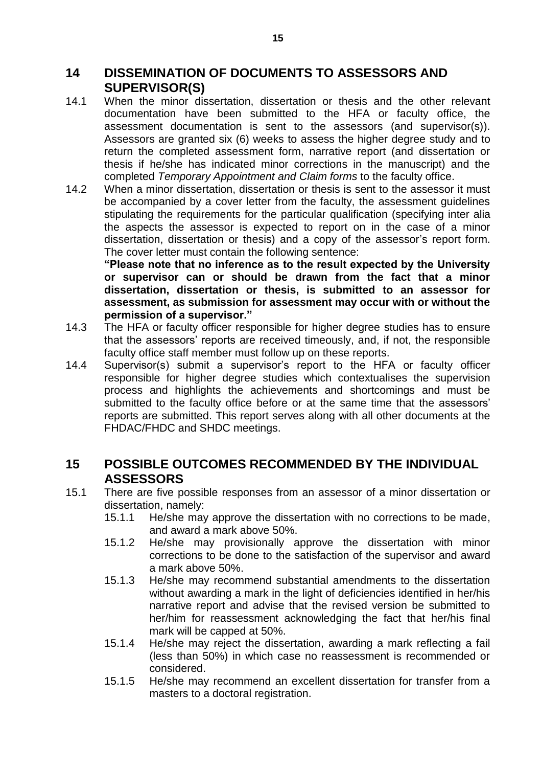## 14 DISSEMINATION OF DOCUMENTS TO ASSESSORS AND SUPERVISOR(S)

14.1 When the minor dissertation, dissertation or thesis and the other relevant documentation have been submitted to the HFA or faculty office, the assessment documentation is sent to the assessors (and supervisor(s)). Assessors are granted six (6) weeks to assess the higher degree study and to return the completed assessment form, narrative report (and dissertation or thesis if he/she has indicated minor corrections in the manuscript) and the completed *Temporary Appointment and Claim forms* to the faculty office.

14.2 When a minor dissertation, dissertation or thesis is sent to the assessor it must be accompanied by a cover letter from the faculty, the assessment guidelines stipulating the requirements for the particular qualification (specifying inter alia the aspects the assessor is expected to report on in the case of a minor dissertation, dissertation or thesis) and a copy of the assessor's report form. The cover letter must contain the following sentence:

**"Please note that no inference as to the result expected by the University or supervisor can or should be drawn from the fact that a minor dissertation, dissertation or thesis, is submitted to an assessor for assessment, as submission for assessment may occur with or without the permission of a supervisor."**

14.3 The HFA or faculty officer responsible for higher degree studies has to ensure that the assessors' reports are received timeously, and, if not, the responsible faculty office staff member must follow up on these reports.

14.4 Supervisor(s) submit a supervisor's report to the HFA or faculty officer responsible for higher degree studies which contextualises the supervision process and highlights the achievements and shortcomings and must be submitted to the faculty office before or at the same time that the assessors' reports are submitted. This report serves along with all other documents at the FHDAC/FHDC and SHDC meetings.

## 15 POSSIBLE OUTCOMES RECOMMENDED BY THE INDIVIDUAL ASSESSORS

15.1 There are five possible responses from an assessor of a minor dissertation or dissertation, namely:

15.1.1 He/she may approve the dissertation with no corrections to be made, and award a mark above 50%.

15.1.2 He/she may provisionally approve the dissertation with minor corrections to be done to the satisfaction of the supervisor and award a mark above 50%.

15.1.3 He/she may recommend substantial amendments to the dissertation without awarding a mark in the light of deficiencies identified in her/his narrative report and advise that the revised version be submitted to her/him for reassessment acknowledging the fact that her/his final mark will be capped at 50%.

15.1.4 He/she may reject the dissertation, awarding a mark reflecting a fail (less than 50%) in which case no reassessment is recommended or considered.

15.1.5 He/she may recommend an excellent dissertation for transfer from a masters to a doctoral registration.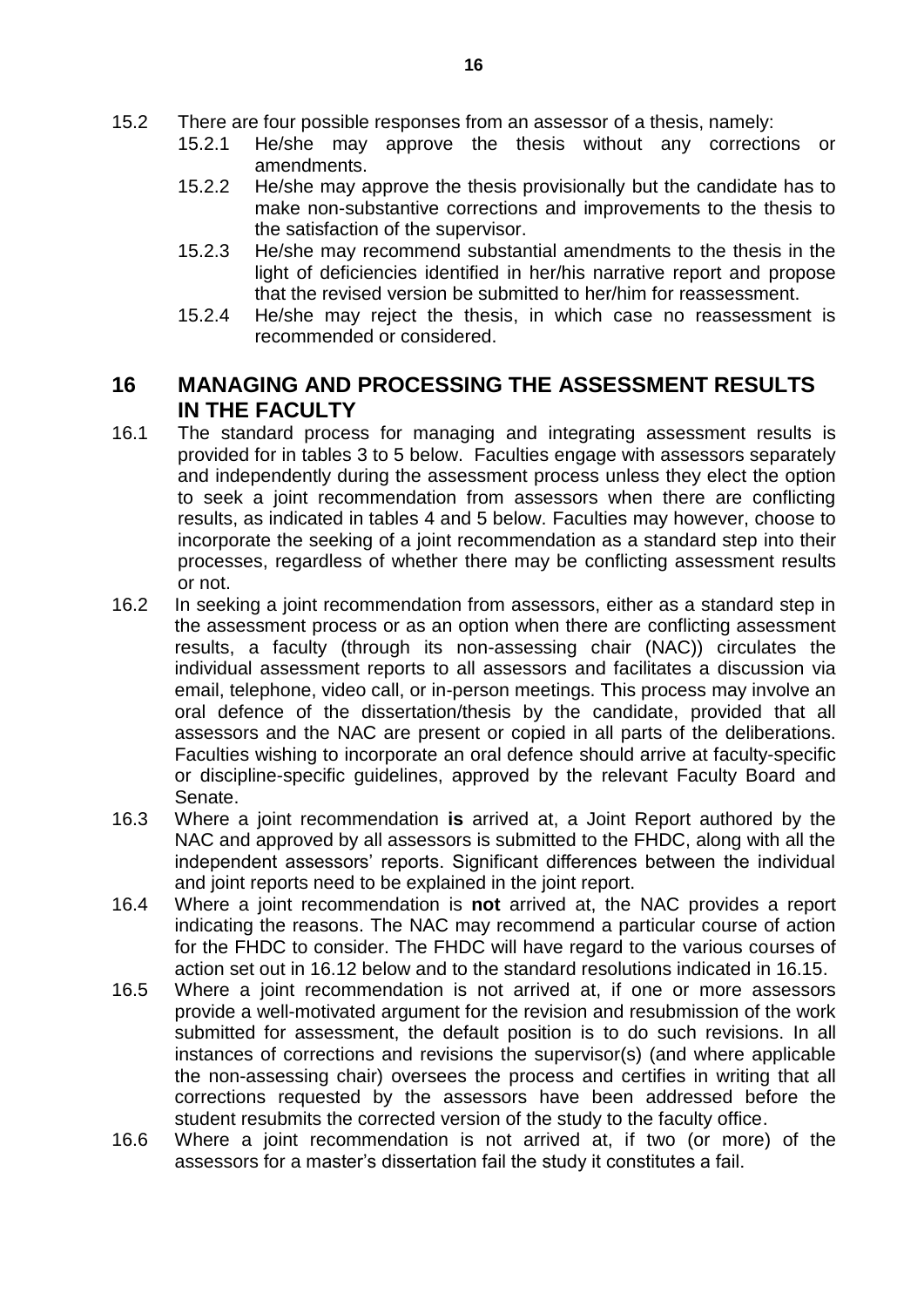15.2 There are four possible responses from an assessor of a thesis, namely:

15.2.1 He/she may approve the thesis without any corrections or amendments.

15.2.2 He/she may approve the thesis provisionally but the candidate has to make non-substantive corrections and improvements to the thesis to the satisfaction of the supervisor.

15.2.3 He/she may recommend substantial amendments to the thesis in the light of deficiencies identified in her/his narrative report and propose that the revised version be submitted to her/him for reassessment.

15.2.4 He/she may reject the thesis, in which case no reassessment is recommended or considered.

## 16 MANAGING AND PROCESSING THE ASSESSMENT RESULTS IN THE FACULTY

16.1 The standard process for managing and integrating assessment results is provided for in tables 3 to 5 below. Faculties engage with assessors separately and independently during the assessment process unless they elect the option to seek a joint recommendation from assessors when there are conflicting results, as indicated in tables 4 and 5 below. Faculties may however, choose to incorporate the seeking of a joint recommendation as a standard step into their processes, regardless of whether there may be conflicting assessment results or not.

16.2 In seeking a joint recommendation from assessors, either as a standard step in the assessment process or as an option when there are conflicting assessment results, a faculty (through its non-assessing chair (NAC)) circulates the individual assessment reports to all assessors and facilitates a discussion via email, telephone, video call, or in-person meetings. This process may involve an oral defence of the dissertation/thesis by the candidate, provided that all assessors and the NAC are present or copied in all parts of the deliberations. Faculties wishing to incorporate an oral defence should arrive at faculty-specific or discipline-specific guidelines, approved by the relevant Faculty Board and Senate.

16.3 Where a joint recommendation **is** arrived at, a Joint Report authored by the NAC and approved by all assessors is submitted to the FHDC, along with all the independent assessors' reports. Significant differences between the individual and joint reports need to be explained in the joint report.

16.4 Where a joint recommendation is **not** arrived at, the NAC provides a report indicating the reasons. The NAC may recommend a particular course of action for the FHDC to consider. The FHDC will have regard to the various courses of action set out in 16.12 below and to the standard resolutions indicated in 16.15.

16.5 Where a joint recommendation is not arrived at, if one or more assessors provide a well-motivated argument for the revision and resubmission of the work submitted for assessment, the default position is to do such revisions. In all instances of corrections and revisions the supervisor(s) (and where applicable the non-assessing chair) oversees the process and certifies in writing that all corrections requested by the assessors have been addressed before the student resubmits the corrected version of the study to the faculty office.

16.6 Where a joint recommendation is not arrived at, if two (or more) of the assessors for a master's dissertation fail the study it constitutes a fail.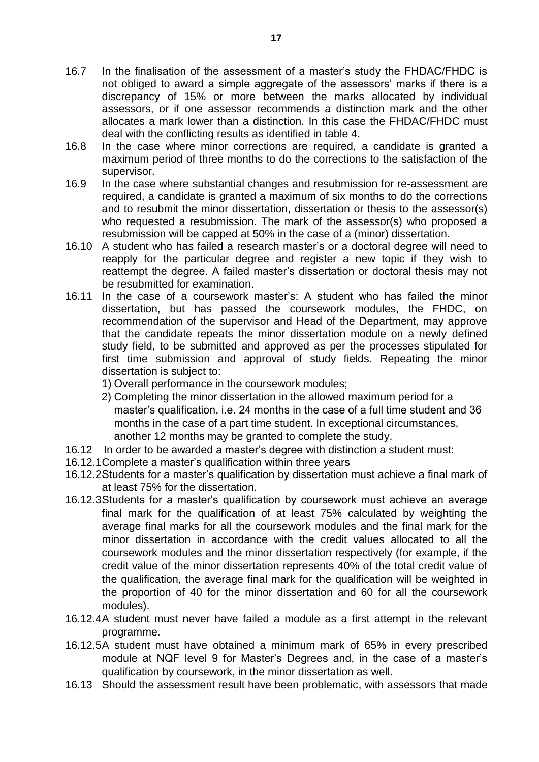16.7 In the finalisation of the assessment of a master's study the FHDAC/FHDC is not obliged to award a simple aggregate of the assessors' marks if there is a discrepancy of 15% or more between the marks allocated by individual assessors, or if one assessor recommends a distinction mark and the other allocates a mark lower than a distinction. In this case the FHDAC/FHDC must deal with the conflicting results as identified in table 4.

16.8 In the case where minor corrections are required, a candidate is granted a maximum period of three months to do the corrections to the satisfaction of the supervisor.

16.9 In the case where substantial changes and resubmission for re-assessment are required, a candidate is granted a maximum of six months to do the corrections and to resubmit the minor dissertation, dissertation or thesis to the assessor(s) who requested a resubmission. The mark of the assessor(s) who proposed a resubmission will be capped at 50% in the case of a (minor) dissertation.

16.10 A student who has failed a research master's or a doctoral degree will need to reapply for the particular degree and register a new topic if they wish to reattempt the degree. A failed master's dissertation or doctoral thesis may not be resubmitted for examination.

16.11 In the case of a coursework master's: A student who has failed the minor dissertation, but has passed the coursework modules, the FHDC, on recommendation of the supervisor and Head of the Department, may approve that the candidate repeats the minor dissertation module on a newly defined study field, to be submitted and approved as per the processes stipulated for first time submission and approval of study fields. Repeating the minor dissertation is subject to:

1) Overall performance in the coursework modules;
2) Completing the minor dissertation in the allowed maximum period for a master's qualification, i.e. 24 months in the case of a full time student and 36 months in the case of a part time student. In exceptional circumstances, another 12 months may be granted to complete the study.

16.12 In order to be awarded a master's degree with distinction a student must:

16.12.1 Complete a master's qualification within three years

16.12.2 Students for a master's qualification by dissertation must achieve a final mark of at least 75% for the dissertation.

16.12.3 Students for a master's qualification by coursework must achieve an average final mark for the qualification of at least 75% calculated by weighting the average final marks for all the coursework modules and the final mark for the minor dissertation in accordance with the credit values allocated to all the coursework modules and the minor dissertation respectively (for example, if the credit value of the minor dissertation represents 40% of the total credit value of the qualification, the average final mark for the qualification will be weighted in the proportion of 40 for the minor dissertation and 60 for all the coursework modules).

16.12.4 A student must never have failed a module as a first attempt in the relevant programme.

16.12.5 A student must have obtained a minimum mark of 65% in every prescribed module at NQF level 9 for Master's Degrees and, in the case of a master's qualification by coursework, in the minor dissertation as well.

16.13 Should the assessment result have been problematic, with assessors that made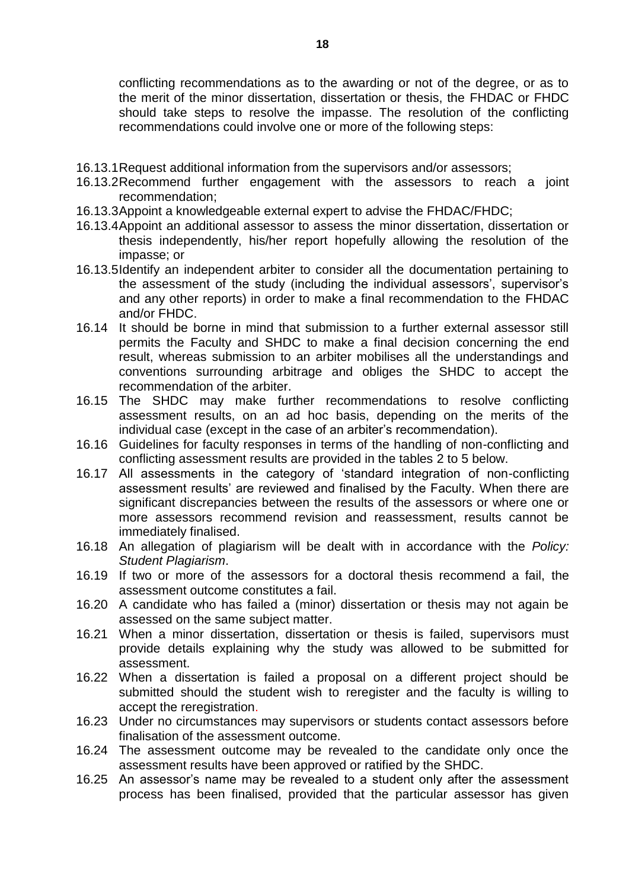conflicting recommendations as to the awarding or not of the degree, or as to the merit of the minor dissertation, dissertation or thesis, the FHDAC or FHDC should take steps to resolve the impasse. The resolution of the conflicting recommendations could involve one or more of the following steps:

16.13.1 Request additional information from the supervisors and/or assessors;

16.13.2 Recommend further engagement with the assessors to reach a joint recommendation;

16.13.3 Appoint a knowledgeable external expert to advise the FHDAC/FHDC;

16.13.4 Appoint an additional assessor to assess the minor dissertation, dissertation or thesis independently, his/her report hopefully allowing the resolution of the impasse; or

16.13.5 Identify an independent arbiter to consider all the documentation pertaining to the assessment of the study (including the individual assessors', supervisor's and any other reports) in order to make a final recommendation to the FHDAC and/or FHDC.

16.14 It should be borne in mind that submission to a further external assessor still permits the Faculty and SHDC to make a final decision concerning the end result, whereas submission to an arbiter mobilises all the understandings and conventions surrounding arbitrage and obliges the SHDC to accept the recommendation of the arbiter.

16.15 The SHDC may make further recommendations to resolve conflicting assessment results, on an ad hoc basis, depending on the merits of the individual case (except in the case of an arbiter's recommendation).

16.16 Guidelines for faculty responses in terms of the handling of non-conflicting and conflicting assessment results are provided in the tables 2 to 5 below.

16.17 All assessments in the category of 'standard integration of non-conflicting assessment results' are reviewed and finalised by the Faculty. When there are significant discrepancies between the results of the assessors or where one or more assessors recommend revision and reassessment, results cannot be immediately finalised.

16.18 An allegation of plagiarism will be dealt with in accordance with the *Policy: Student Plagiarism*.

16.19 If two or more of the assessors for a doctoral thesis recommend a fail, the assessment outcome constitutes a fail.

16.20 A candidate who has failed a (minor) dissertation or thesis may not again be assessed on the same subject matter.

16.21 When a minor dissertation, dissertation or thesis is failed, supervisors must provide details explaining why the study was allowed to be submitted for assessment.

16.22 When a dissertation is failed a proposal on a different project should be submitted should the student wish to reregister and the faculty is willing to accept the reregistration.

16.23 Under no circumstances may supervisors or students contact assessors before finalisation of the assessment outcome.

16.24 The assessment outcome may be revealed to the candidate only once the assessment results have been approved or ratified by the SHDC.

16.25 An assessor's name may be revealed to a student only after the assessment process has been finalised, provided that the particular assessor has given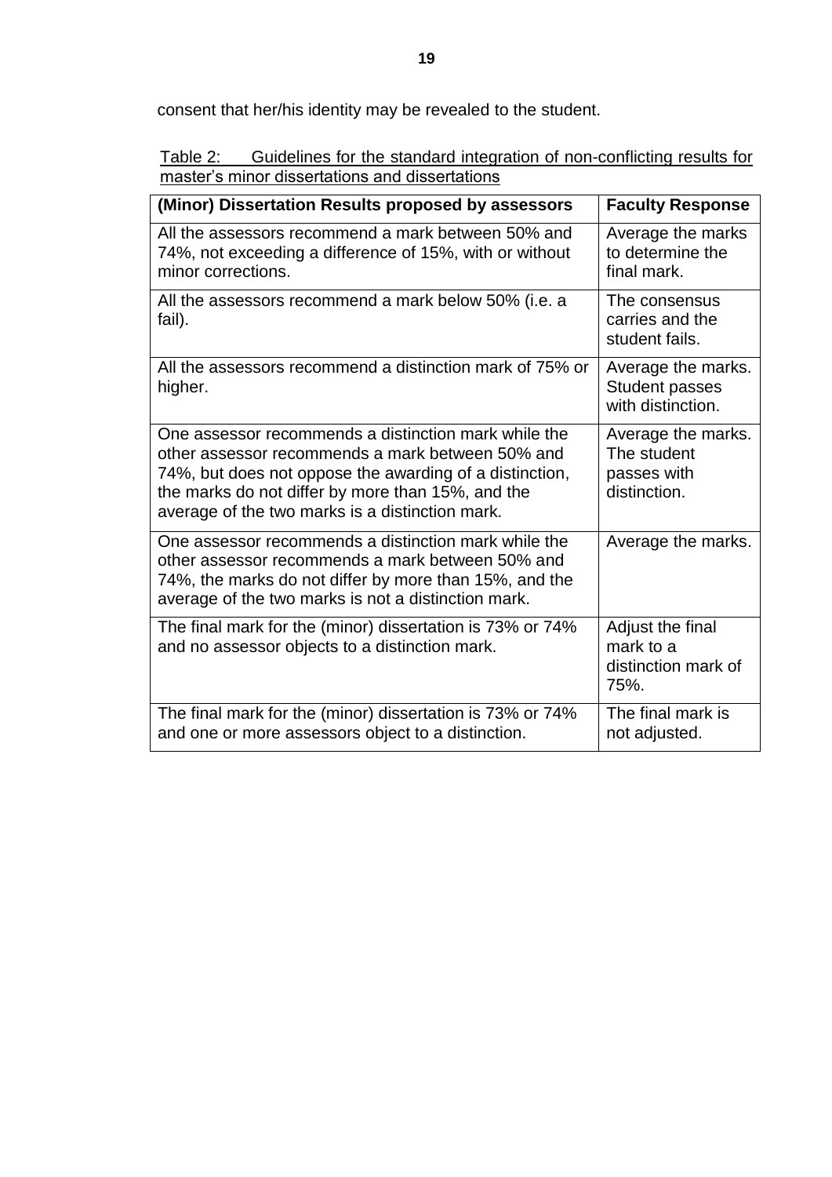consent that her/his identity may be revealed to the student.

Table 2: Guidelines for the standard integration of non-conflicting results for master's minor dissertations and dissertations

| (Minor) Dissertation Results proposed by assessors | Faculty Response |
|---|---|
| All the assessors recommend a mark between 50% and 74%, not exceeding a difference of 15%, with or without minor corrections. | Average the marks to determine the final mark. |
| All the assessors recommend a mark below 50% (i.e. a fail). | The consensus carries and the student fails. |
| All the assessors recommend a distinction mark of 75% or higher. | Average the marks. Student passes with distinction. |
| One assessor recommends a distinction mark while the other assessor recommends a mark between 50% and 74%, but does not oppose the awarding of a distinction, the marks do not differ by more than 15%, and the average of the two marks is a distinction mark. | Average the marks. The student passes with distinction. |
| One assessor recommends a distinction mark while the other assessor recommends a mark between 50% and 74%, the marks do not differ by more than 15%, and the average of the two marks is not a distinction mark. | Average the marks. |
| The final mark for the (minor) dissertation is 73% or 74% and no assessor objects to a distinction mark. | Adjust the final mark to a distinction mark of 75%. |
| The final mark for the (minor) dissertation is 73% or 74% and one or more assessors object to a distinction. | The final mark is not adjusted. |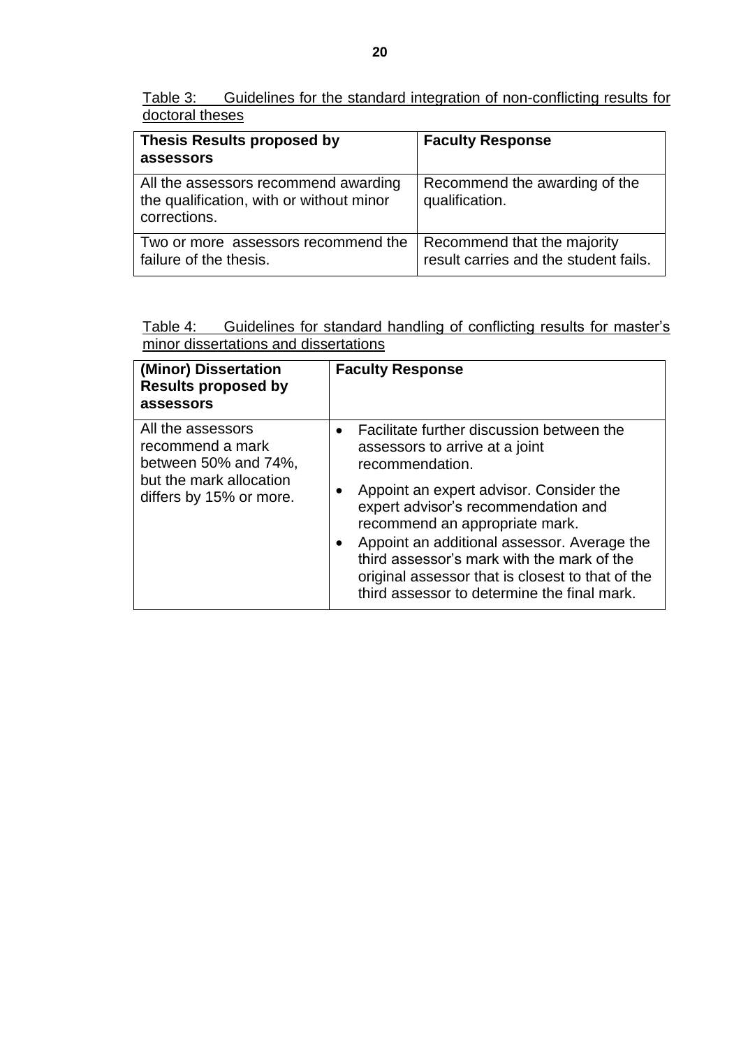Table 3: Guidelines for the standard integration of non-conflicting results for doctoral theses

| **Thesis Results proposed by assessors** | **Faculty Response** |
|---|---|
| All the assessors recommend awarding the qualification, with or without minor corrections. | Recommend the awarding of the qualification. |
| Two or more assessors recommend the failure of the thesis. | Recommend that the majority result carries and the student fails. |

Table 4: Guidelines for standard handling of conflicting results for master's minor dissertations and dissertations

| **(Minor) Dissertation Results proposed by assessors** | **Faculty Response** |
|---|---|
| All the assessors recommend a mark between 50% and 74%, but the mark allocation differs by 15% or more. | • Facilitate further discussion between the assessors to arrive at a joint recommendation. • Appoint an expert advisor. Consider the expert advisor's recommendation and recommend an appropriate mark. • Appoint an additional assessor. Average the third assessor's mark with the mark of the original assessor that is closest to that of the third assessor to determine the final mark. |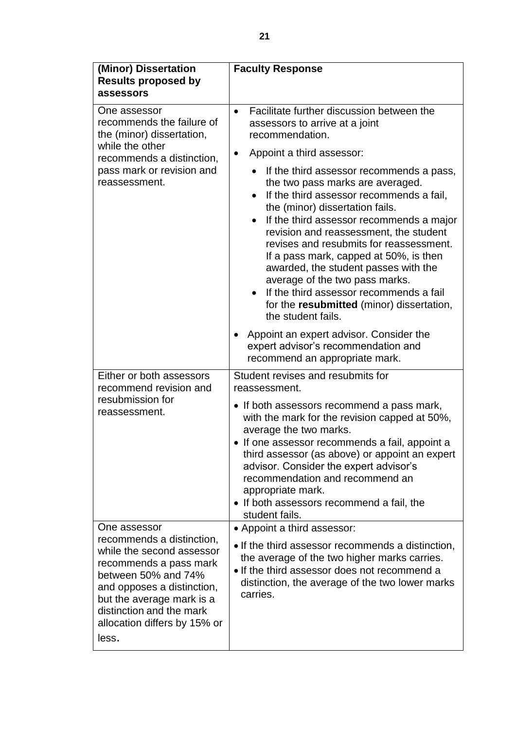| (Minor) Dissertation Results proposed by assessors | Faculty Response |
|---|---|
| One assessor recommends the failure of the (minor) dissertation, while the other recommends a distinction, pass mark or revision and reassessment. | • Facilitate further discussion between the assessors to arrive at a joint recommendation.<br>• Appoint a third assessor:<br>  ◦ If the third assessor recommends a pass, the two pass marks are averaged.<br>  ◦ If the third assessor recommends a fail, the (minor) dissertation fails.<br>  ◦ If the third assessor recommends a major revision and reassessment, the student revises and resubmits for reassessment. If a pass mark, capped at 50%, is then awarded, the student passes with the average of the two pass marks.<br>  ◦ If the third assessor recommends a fail for the **resubmitted** (minor) dissertation, the student fails.<br>• Appoint an expert advisor. Consider the expert advisor's recommendation and recommend an appropriate mark. |
| Either or both assessors recommend revision and resubmission for reassessment. | Student revises and resubmits for reassessment.<br>• If both assessors recommend a pass mark, with the mark for the revision capped at 50%, average the two marks.<br>• If one assessor recommends a fail, appoint a third assessor (as above) or appoint an expert advisor. Consider the expert advisor's recommendation and recommend an appropriate mark.<br>• If both assessors recommend a fail, the student fails. |
| One assessor recommends a distinction, while the second assessor recommends a pass mark between 50% and 74% and opposes a distinction, but the average mark is a distinction and the mark allocation differs by 15% or less. | • Appoint a third assessor:<br>• If the third assessor recommends a distinction, the average of the two higher marks carries.<br>• If the third assessor does not recommend a distinction, the average of the two lower marks carries. |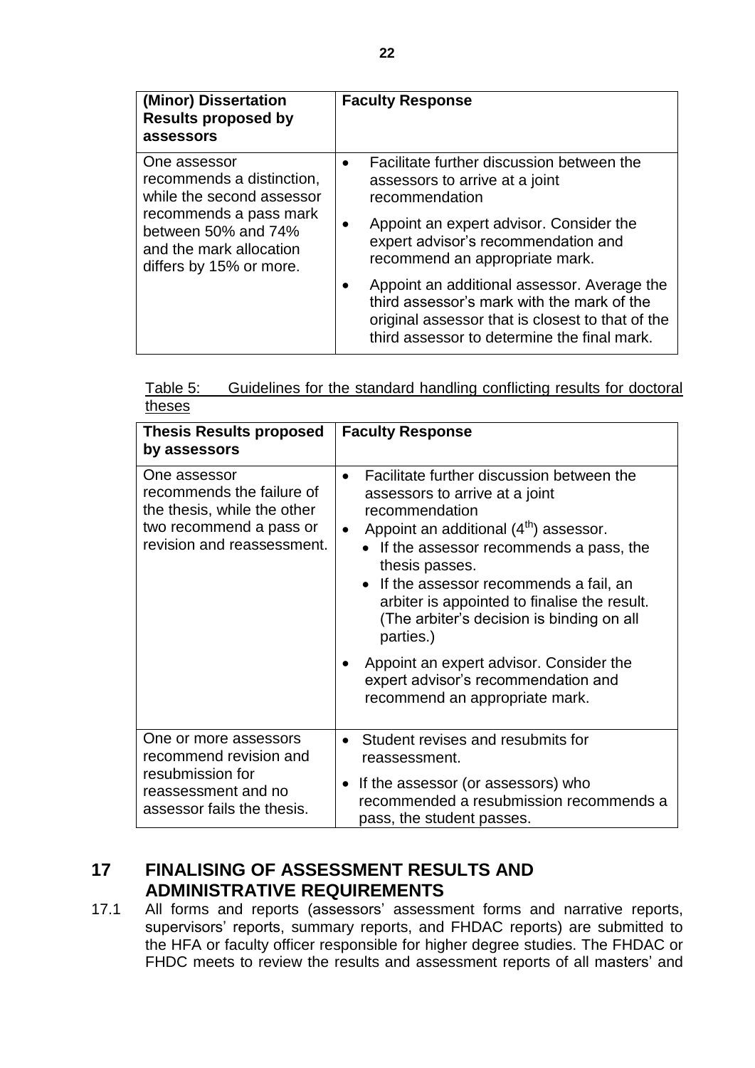| (Minor) Dissertation Results proposed by assessors | Faculty Response |
|---|---|
| One assessor recommends a distinction, while the second assessor recommends a pass mark between 50% and 74% and the mark allocation differs by 15% or more. | • Facilitate further discussion between the assessors to arrive at a joint recommendation<br>• Appoint an expert advisor. Consider the expert advisor's recommendation and recommend an appropriate mark.<br>• Appoint an additional assessor. Average the third assessor's mark with the mark of the original assessor that is closest to that of the third assessor to determine the final mark. |

Table 5: Guidelines for the standard handling conflicting results for doctoral theses

| Thesis Results proposed by assessors | Faculty Response |
|---|---|
| One assessor recommends the failure of the thesis, while the other two recommend a pass or revision and reassessment. | • Facilitate further discussion between the assessors to arrive at a joint recommendation<br>• Appoint an additional (4th) assessor.<br>&nbsp;&nbsp;• If the assessor recommends a pass, the thesis passes.<br>&nbsp;&nbsp;• If the assessor recommends a fail, an arbiter is appointed to finalise the result. (The arbiter's decision is binding on all parties.)<br>• Appoint an expert advisor. Consider the expert advisor's recommendation and recommend an appropriate mark. |
| One or more assessors recommend revision and resubmission for reassessment and no assessor fails the thesis. | • Student revises and resubmits for reassessment.<br>• If the assessor (or assessors) who recommended a resubmission recommends a pass, the student passes. |

## 17 FINALISING OF ASSESSMENT RESULTS AND ADMINISTRATIVE REQUIREMENTS

17.1 All forms and reports (assessors' assessment forms and narrative reports, supervisors' reports, summary reports, and FHDAC reports) are submitted to the HFA or faculty officer responsible for higher degree studies. The FHDAC or FHDC meets to review the results and assessment reports of all masters' and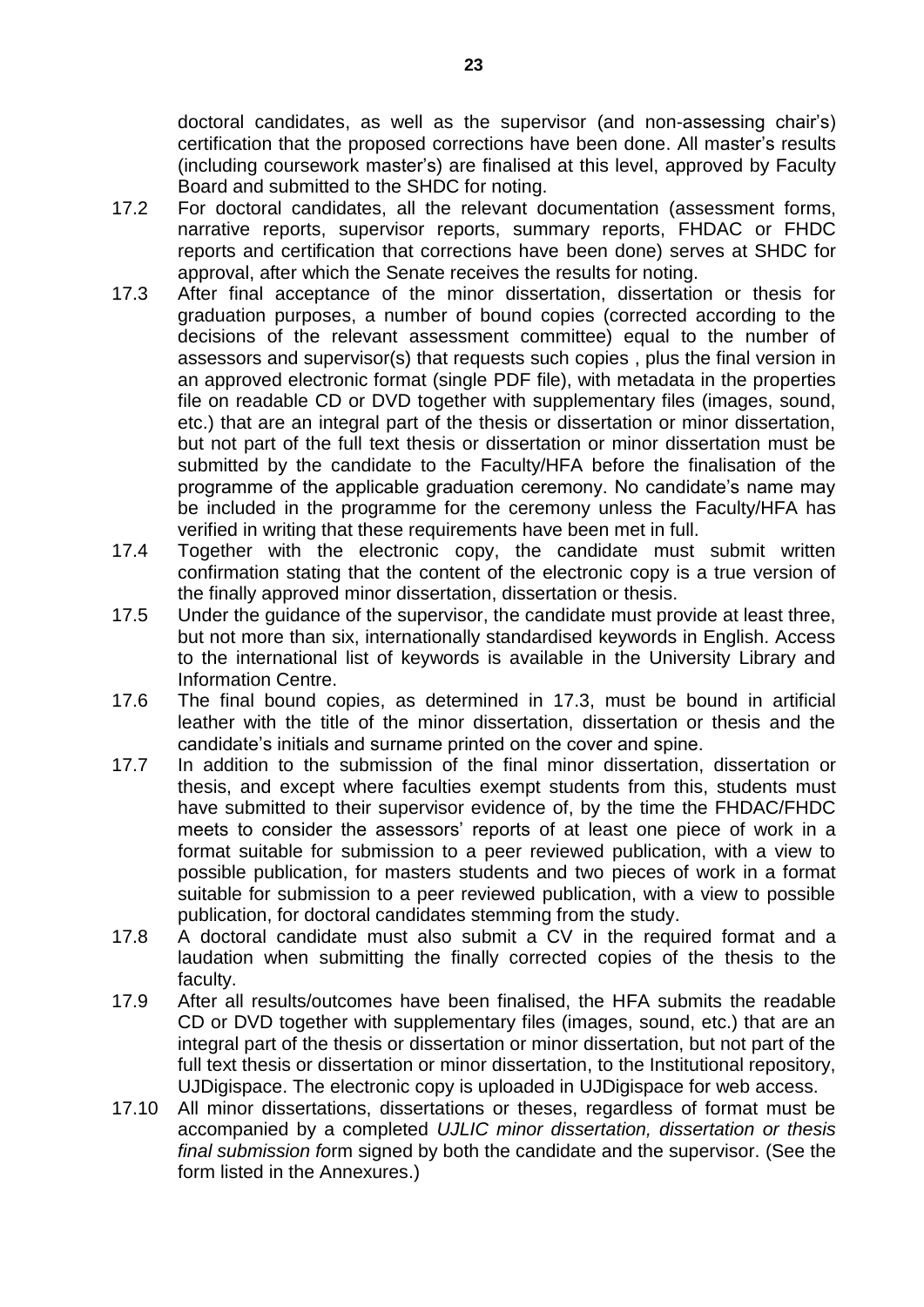doctoral candidates, as well as the supervisor (and non-assessing chair's) certification that the proposed corrections have been done. All master's results (including coursework master's) are finalised at this level, approved by Faculty Board and submitted to the SHDC for noting.

17.2 For doctoral candidates, all the relevant documentation (assessment forms, narrative reports, supervisor reports, summary reports, FHDAC or FHDC reports and certification that corrections have been done) serves at SHDC for approval, after which the Senate receives the results for noting.

17.3 After final acceptance of the minor dissertation, dissertation or thesis for graduation purposes, a number of bound copies (corrected according to the decisions of the relevant assessment committee) equal to the number of assessors and supervisor(s) that requests such copies , plus the final version in an approved electronic format (single PDF file), with metadata in the properties file on readable CD or DVD together with supplementary files (images, sound, etc.) that are an integral part of the thesis or dissertation or minor dissertation, but not part of the full text thesis or dissertation or minor dissertation must be submitted by the candidate to the Faculty/HFA before the finalisation of the programme of the applicable graduation ceremony. No candidate's name may be included in the programme for the ceremony unless the Faculty/HFA has verified in writing that these requirements have been met in full.

17.4 Together with the electronic copy, the candidate must submit written confirmation stating that the content of the electronic copy is a true version of the finally approved minor dissertation, dissertation or thesis.

17.5 Under the guidance of the supervisor, the candidate must provide at least three, but not more than six, internationally standardised keywords in English. Access to the international list of keywords is available in the University Library and Information Centre.

17.6 The final bound copies, as determined in 17.3, must be bound in artificial leather with the title of the minor dissertation, dissertation or thesis and the candidate's initials and surname printed on the cover and spine.

17.7 In addition to the submission of the final minor dissertation, dissertation or thesis, and except where faculties exempt students from this, students must have submitted to their supervisor evidence of, by the time the FHDAC/FHDC meets to consider the assessors' reports of at least one piece of work in a format suitable for submission to a peer reviewed publication, with a view to possible publication, for masters students and two pieces of work in a format suitable for submission to a peer reviewed publication, with a view to possible publication, for doctoral candidates stemming from the study.

17.8 A doctoral candidate must also submit a CV in the required format and a laudation when submitting the finally corrected copies of the thesis to the faculty.

17.9 After all results/outcomes have been finalised, the HFA submits the readable CD or DVD together with supplementary files (images, sound, etc.) that are an integral part of the thesis or dissertation or minor dissertation, but not part of the full text thesis or dissertation or minor dissertation, to the Institutional repository, UJDigispace. The electronic copy is uploaded in UJDigispace for web access.

17.10 All minor dissertations, dissertations or theses, regardless of format must be accompanied by a completed *UJLIC minor dissertation, dissertation or thesis final submission fo*rm signed by both the candidate and the supervisor. (See the form listed in the Annexures.)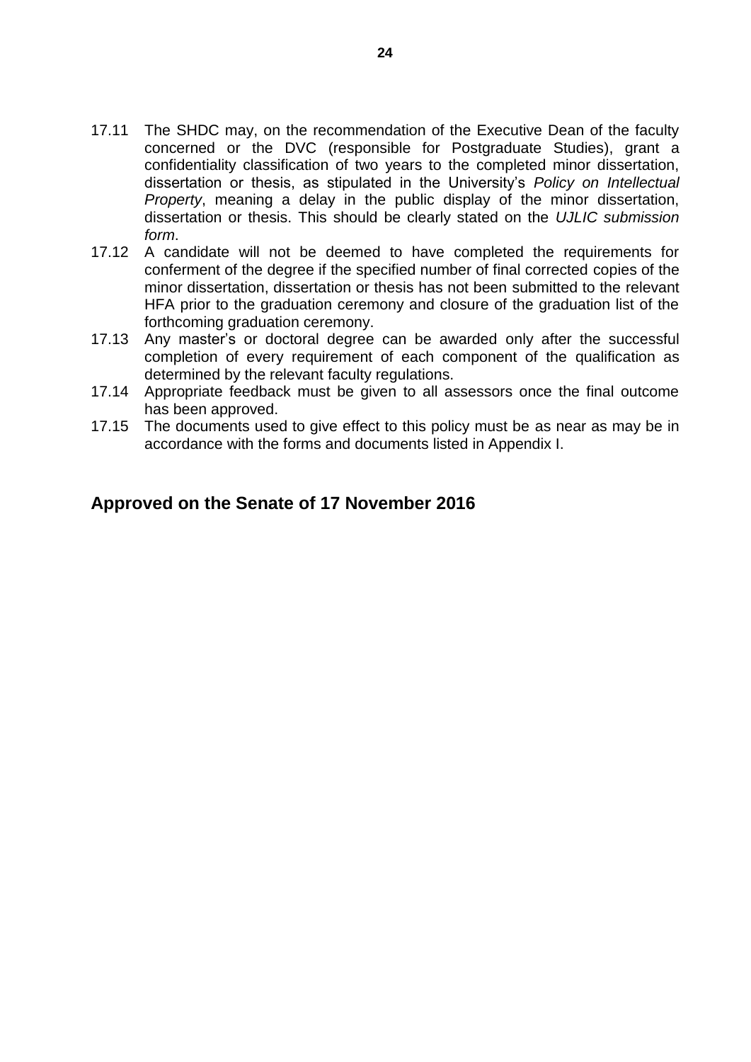17.11 The SHDC may, on the recommendation of the Executive Dean of the faculty concerned or the DVC (responsible for Postgraduate Studies), grant a confidentiality classification of two years to the completed minor dissertation, dissertation or thesis, as stipulated in the University's *Policy on Intellectual Property*, meaning a delay in the public display of the minor dissertation, dissertation or thesis. This should be clearly stated on the *UJLIC submission form*.

17.12 A candidate will not be deemed to have completed the requirements for conferment of the degree if the specified number of final corrected copies of the minor dissertation, dissertation or thesis has not been submitted to the relevant HFA prior to the graduation ceremony and closure of the graduation list of the forthcoming graduation ceremony.

17.13 Any master's or doctoral degree can be awarded only after the successful completion of every requirement of each component of the qualification as determined by the relevant faculty regulations.

17.14 Appropriate feedback must be given to all assessors once the final outcome has been approved.

17.15 The documents used to give effect to this policy must be as near as may be in accordance with the forms and documents listed in Appendix I.

## Approved on the Senate of 17 November 2016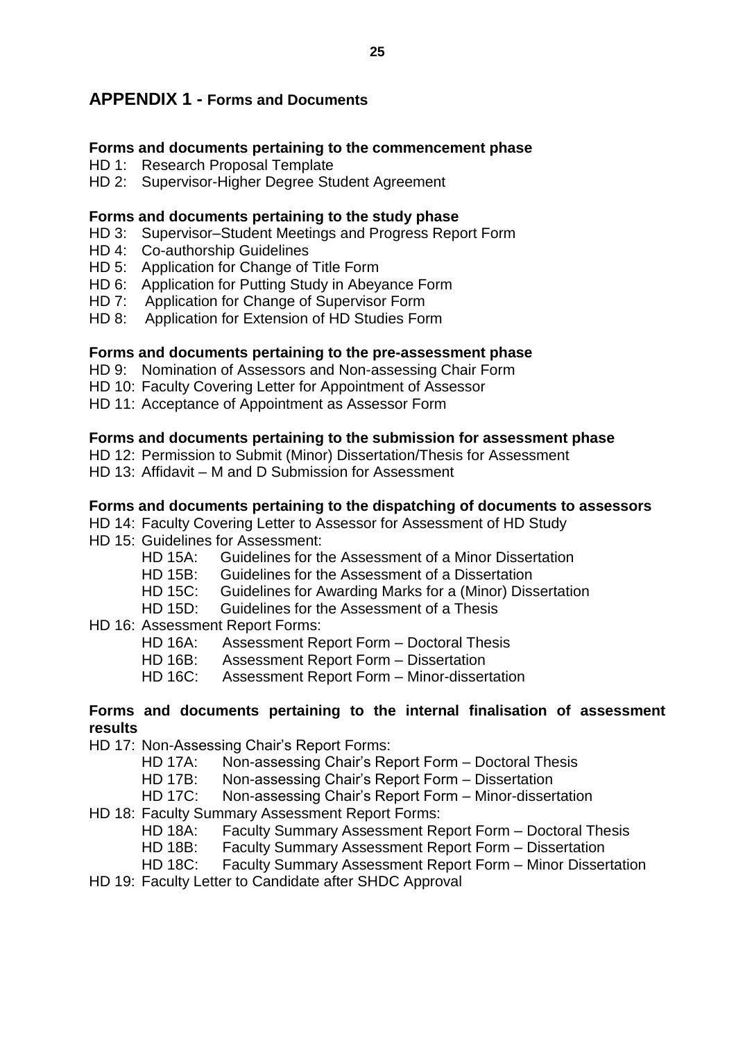# APPENDIX 1 - Forms and Documents

**Forms and documents pertaining to the commencement phase**

HD 1: Research Proposal Template
HD 2: Supervisor-Higher Degree Student Agreement

**Forms and documents pertaining to the study phase**

HD 3: Supervisor–Student Meetings and Progress Report Form
HD 4: Co-authorship Guidelines
HD 5: Application for Change of Title Form
HD 6: Application for Putting Study in Abeyance Form
HD 7: Application for Change of Supervisor Form
HD 8: Application for Extension of HD Studies Form

**Forms and documents pertaining to the pre-assessment phase**

HD 9: Nomination of Assessors and Non-assessing Chair Form
HD 10: Faculty Covering Letter for Appointment of Assessor
HD 11: Acceptance of Appointment as Assessor Form

**Forms and documents pertaining to the submission for assessment phase**

HD 12: Permission to Submit (Minor) Dissertation/Thesis for Assessment
HD 13: Affidavit – M and D Submission for Assessment

**Forms and documents pertaining to the dispatching of documents to assessors**

HD 14: Faculty Covering Letter to Assessor for Assessment of HD Study
HD 15: Guidelines for Assessment:
- HD 15A: Guidelines for the Assessment of a Minor Dissertation
- HD 15B: Guidelines for the Assessment of a Dissertation
- HD 15C: Guidelines for Awarding Marks for a (Minor) Dissertation
- HD 15D: Guidelines for the Assessment of a Thesis

HD 16: Assessment Report Forms:
- HD 16A: Assessment Report Form – Doctoral Thesis
- HD 16B: Assessment Report Form – Dissertation
- HD 16C: Assessment Report Form – Minor-dissertation

**Forms and documents pertaining to the internal finalisation of assessment results**

HD 17: Non-Assessing Chair's Report Forms:
- HD 17A: Non-assessing Chair's Report Form – Doctoral Thesis
- HD 17B: Non-assessing Chair's Report Form – Dissertation
- HD 17C: Non-assessing Chair's Report Form – Minor-dissertation

HD 18: Faculty Summary Assessment Report Forms:
- HD 18A: Faculty Summary Assessment Report Form – Doctoral Thesis
- HD 18B: Faculty Summary Assessment Report Form – Dissertation
- HD 18C: Faculty Summary Assessment Report Form – Minor Dissertation

HD 19: Faculty Letter to Candidate after SHDC Approval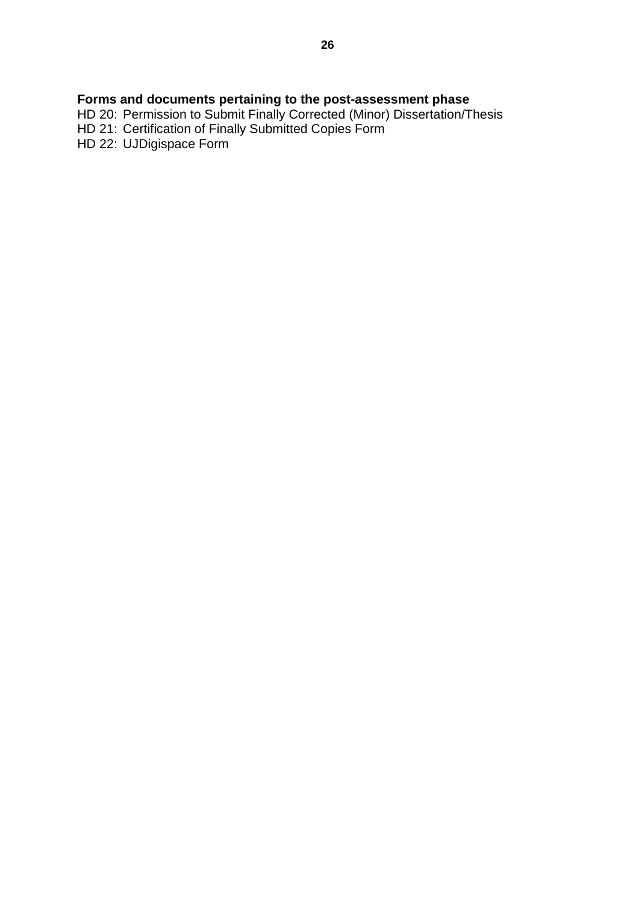**Forms and documents pertaining to the post-assessment phase**

HD 20: Permission to Submit Finally Corrected (Minor) Dissertation/Thesis
HD 21: Certification of Finally Submitted Copies Form
HD 22: UJDigispace Form